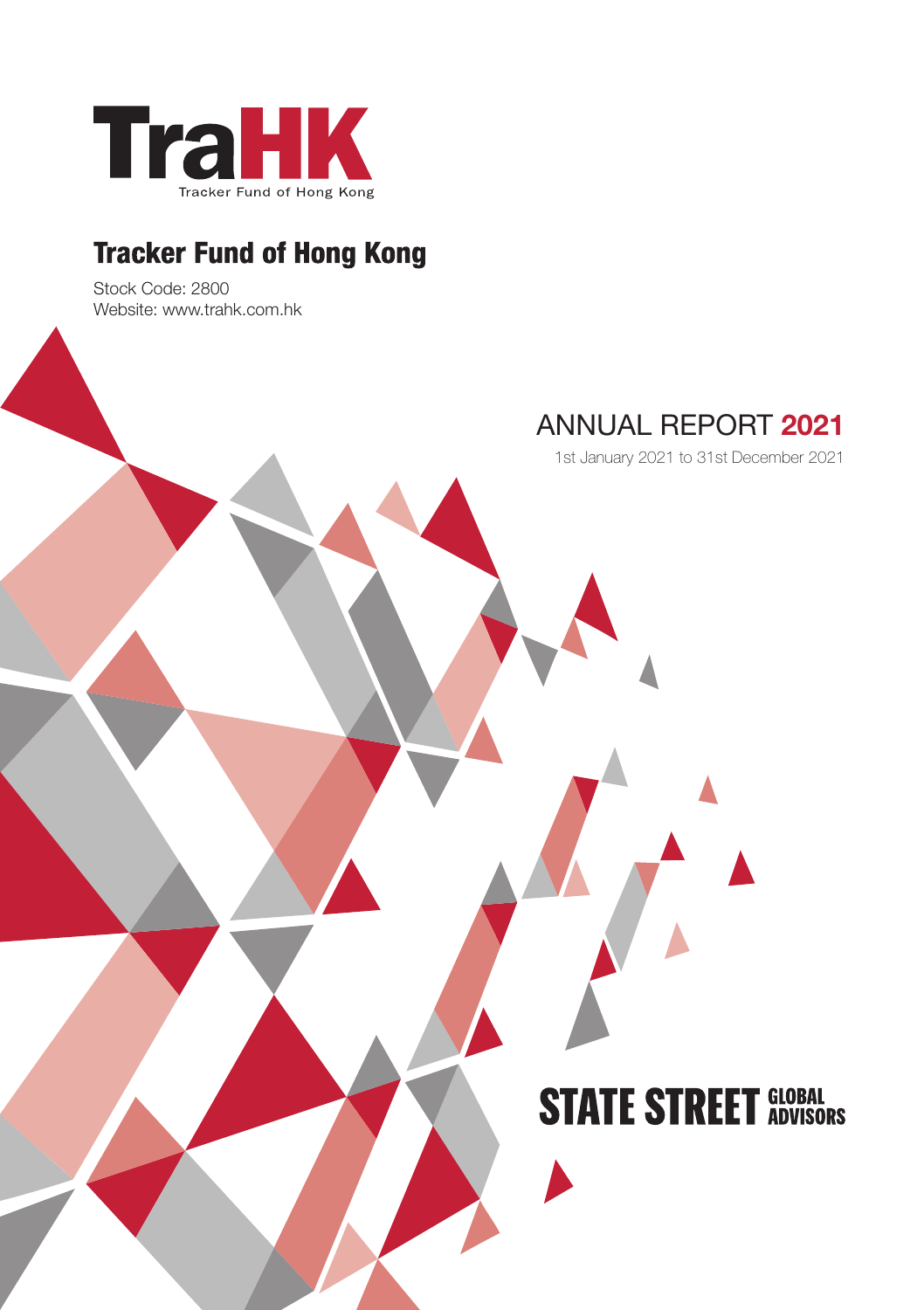TraHK

Tracker Fund of Hong Kong

# Tracker Fund of Hong Kong

Stock Code: 2800
Website: www.trahk.com.hk

## ANNUAL REPORT 2021

1st January 2021 to 31st December 2021

STATE STREET GLOBAL ADVISORS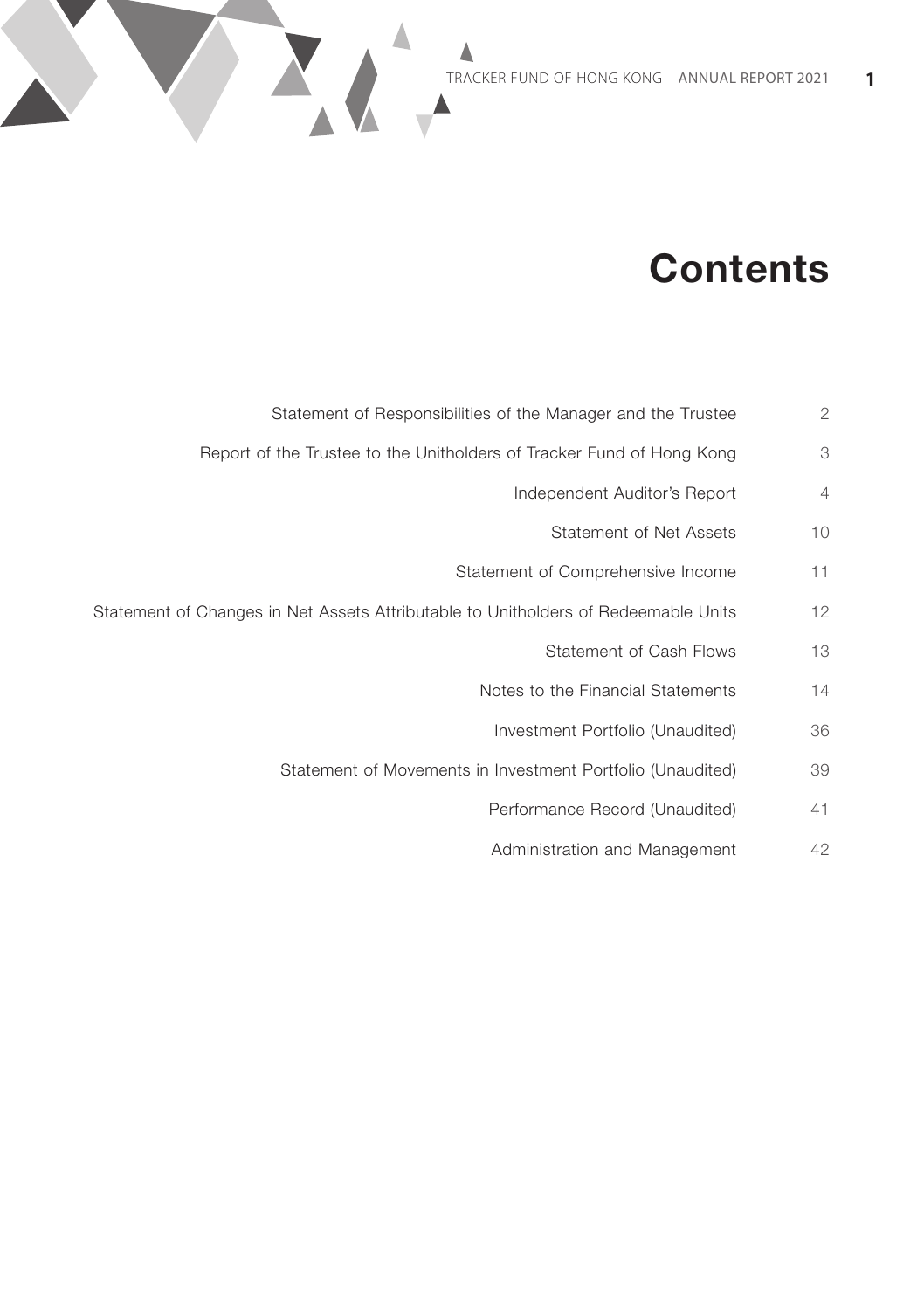# Contents

| | |
|---|---|
| Statement of Responsibilities of the Manager and the Trustee | 2 |
| Report of the Trustee to the Unitholders of Tracker Fund of Hong Kong | 3 |
| Independent Auditor's Report | 4 |
| Statement of Net Assets | 10 |
| Statement of Comprehensive Income | 11 |
| Statement of Changes in Net Assets Attributable to Unitholders of Redeemable Units | 12 |
| Statement of Cash Flows | 13 |
| Notes to the Financial Statements | 14 |
| Investment Portfolio (Unaudited) | 36 |
| Statement of Movements in Investment Portfolio (Unaudited) | 39 |
| Performance Record (Unaudited) | 41 |
| Administration and Management | 42 |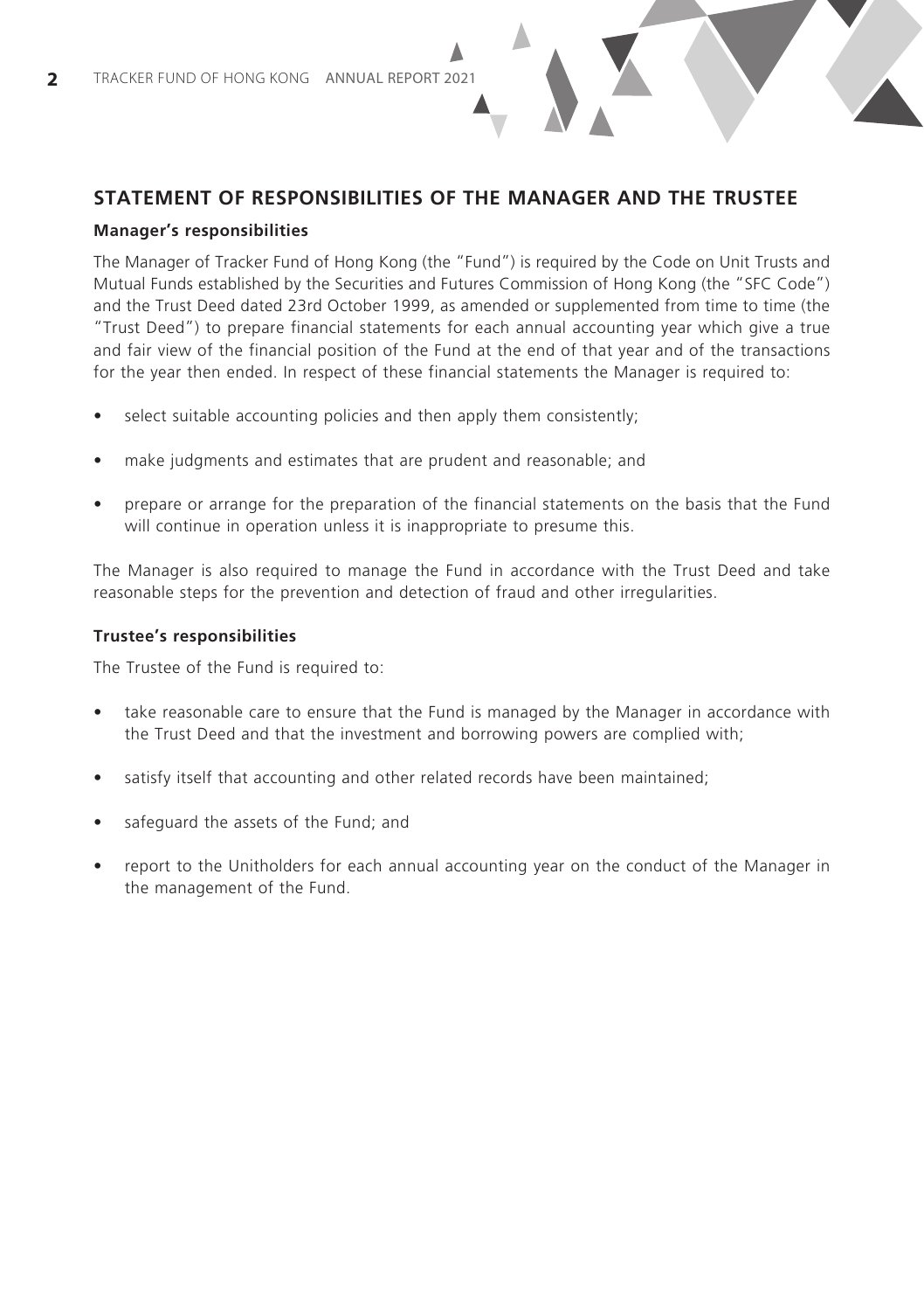## STATEMENT OF RESPONSIBILITIES OF THE MANAGER AND THE TRUSTEE

### Manager's responsibilities

The Manager of Tracker Fund of Hong Kong (the "Fund") is required by the Code on Unit Trusts and Mutual Funds established by the Securities and Futures Commission of Hong Kong (the "SFC Code") and the Trust Deed dated 23rd October 1999, as amended or supplemented from time to time (the "Trust Deed") to prepare financial statements for each annual accounting year which give a true and fair view of the financial position of the Fund at the end of that year and of the transactions for the year then ended. In respect of these financial statements the Manager is required to:

- select suitable accounting policies and then apply them consistently;
- make judgments and estimates that are prudent and reasonable; and
- prepare or arrange for the preparation of the financial statements on the basis that the Fund will continue in operation unless it is inappropriate to presume this.

The Manager is also required to manage the Fund in accordance with the Trust Deed and take reasonable steps for the prevention and detection of fraud and other irregularities.

### Trustee's responsibilities

The Trustee of the Fund is required to:

- take reasonable care to ensure that the Fund is managed by the Manager in accordance with the Trust Deed and that the investment and borrowing powers are complied with;
- satisfy itself that accounting and other related records have been maintained;
- safeguard the assets of the Fund; and
- report to the Unitholders for each annual accounting year on the conduct of the Manager in the management of the Fund.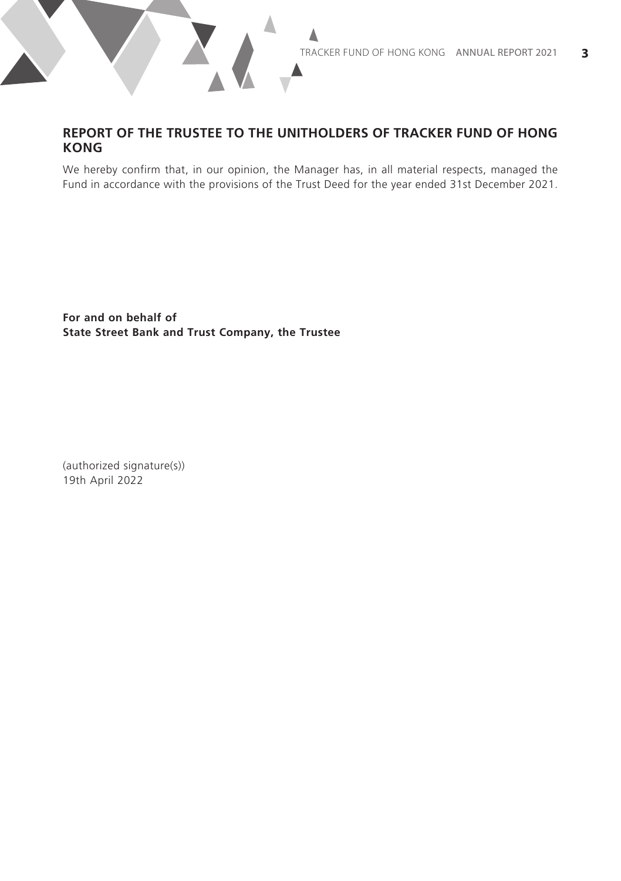## REPORT OF THE TRUSTEE TO THE UNITHOLDERS OF TRACKER FUND OF HONG KONG

We hereby confirm that, in our opinion, the Manager has, in all material respects, managed the Fund in accordance with the provisions of the Trust Deed for the year ended 31st December 2021.

**For and on behalf of**
**State Street Bank and Trust Company, the Trustee**

(authorized signature(s))
19th April 2022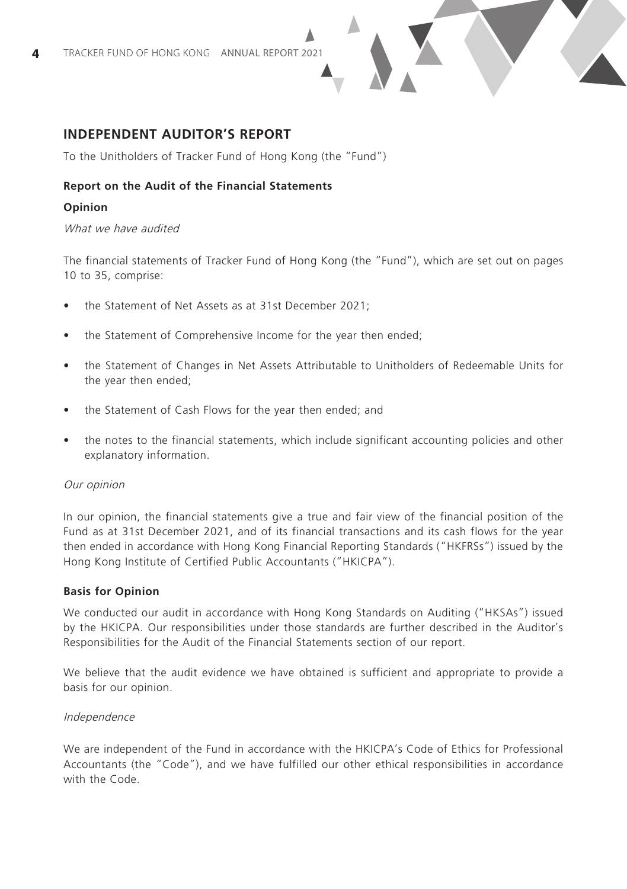## INDEPENDENT AUDITOR'S REPORT

To the Unitholders of Tracker Fund of Hong Kong (the "Fund")

**Report on the Audit of the Financial Statements**

**Opinion**

*What we have audited*

The financial statements of Tracker Fund of Hong Kong (the "Fund"), which are set out on pages 10 to 35, comprise:

- the Statement of Net Assets as at 31st December 2021;
- the Statement of Comprehensive Income for the year then ended;
- the Statement of Changes in Net Assets Attributable to Unitholders of Redeemable Units for the year then ended;
- the Statement of Cash Flows for the year then ended; and
- the notes to the financial statements, which include significant accounting policies and other explanatory information.

*Our opinion*

In our opinion, the financial statements give a true and fair view of the financial position of the Fund as at 31st December 2021, and of its financial transactions and its cash flows for the year then ended in accordance with Hong Kong Financial Reporting Standards ("HKFRSs") issued by the Hong Kong Institute of Certified Public Accountants ("HKICPA").

**Basis for Opinion**

We conducted our audit in accordance with Hong Kong Standards on Auditing ("HKSAs") issued by the HKICPA. Our responsibilities under those standards are further described in the Auditor's Responsibilities for the Audit of the Financial Statements section of our report.

We believe that the audit evidence we have obtained is sufficient and appropriate to provide a basis for our opinion.

*Independence*

We are independent of the Fund in accordance with the HKICPA's Code of Ethics for Professional Accountants (the "Code"), and we have fulfilled our other ethical responsibilities in accordance with the Code.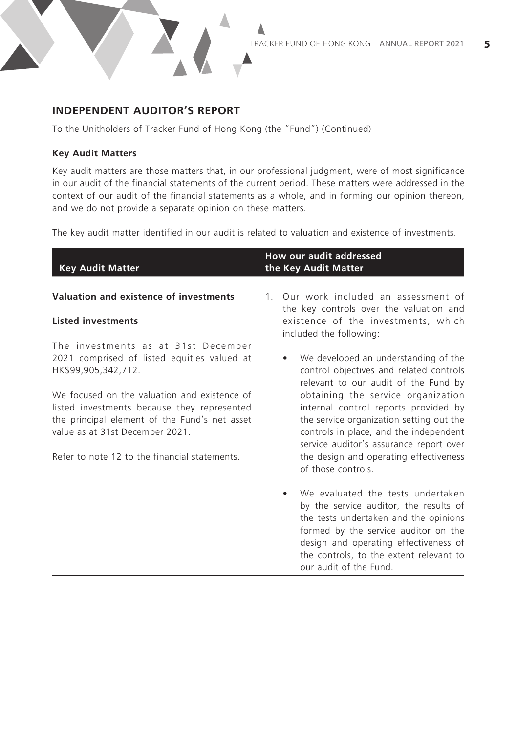## INDEPENDENT AUDITOR'S REPORT

To the Unitholders of Tracker Fund of Hong Kong (the "Fund") (Continued)

### Key Audit Matters

Key audit matters are those matters that, in our professional judgment, were of most significance in our audit of the financial statements of the current period. These matters were addressed in the context of our audit of the financial statements as a whole, and in forming our opinion thereon, and we do not provide a separate opinion on these matters.

The key audit matter identified in our audit is related to valuation and existence of investments.

| Key Audit Matter | How our audit addressed the Key Audit Matter |
| --- | --- |
| **Valuation and existence of investments**<br><br>**Listed investments**<br><br>The investments as at 31st December 2021 comprised of listed equities valued at HK$99,905,342,712.<br><br>We focused on the valuation and existence of listed investments because they represented the principal element of the Fund's net asset value as at 31st December 2021.<br><br>Refer to note 12 to the financial statements. | 1. Our work included an assessment of the key controls over the valuation and existence of the investments, which included the following:<br><br>• We developed an understanding of the control objectives and related controls relevant to our audit of the Fund by obtaining the service organization internal control reports provided by the service organization setting out the controls in place, and the independent service auditor's assurance report over the design and operating effectiveness of those controls.<br><br>• We evaluated the tests undertaken by the service auditor, the results of the tests undertaken and the opinions formed by the service auditor on the design and operating effectiveness of the controls, to the extent relevant to our audit of the Fund. |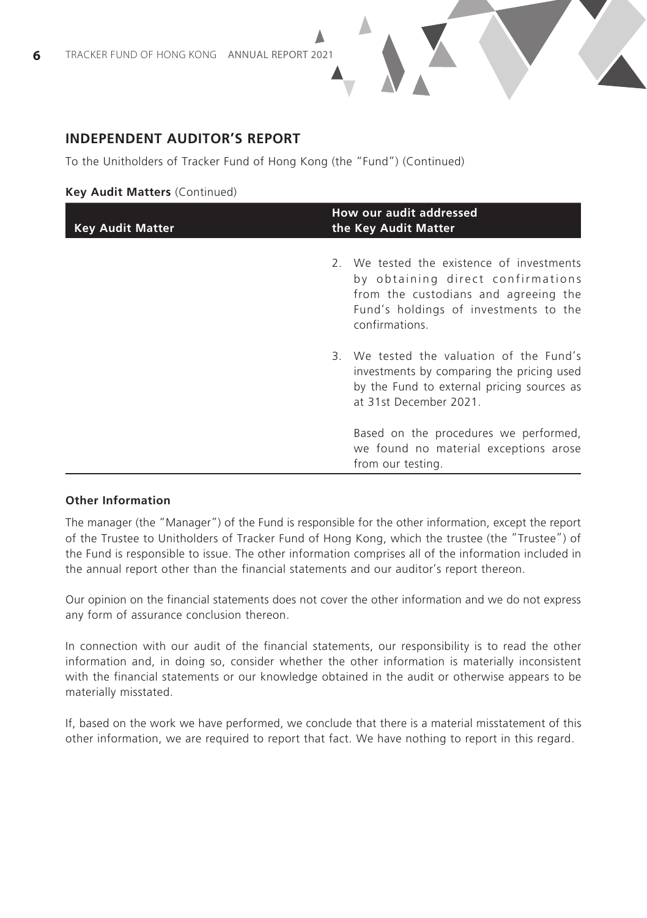## INDEPENDENT AUDITOR'S REPORT

To the Unitholders of Tracker Fund of Hong Kong (the "Fund") (Continued)

**Key Audit Matters** (Continued)

| Key Audit Matter | How our audit addressed the Key Audit Matter |
|---|---|
| | 2. We tested the existence of investments by obtaining direct confirmations from the custodians and agreeing the Fund's holdings of investments to the confirmations.<br><br>3. We tested the valuation of the Fund's investments by comparing the pricing used by the Fund to external pricing sources as at 31st December 2021.<br><br>Based on the procedures we performed, we found no material exceptions arose from our testing. |

**Other Information**

The manager (the "Manager") of the Fund is responsible for the other information, except the report of the Trustee to Unitholders of Tracker Fund of Hong Kong, which the trustee (the "Trustee") of the Fund is responsible to issue. The other information comprises all of the information included in the annual report other than the financial statements and our auditor's report thereon.

Our opinion on the financial statements does not cover the other information and we do not express any form of assurance conclusion thereon.

In connection with our audit of the financial statements, our responsibility is to read the other information and, in doing so, consider whether the other information is materially inconsistent with the financial statements or our knowledge obtained in the audit or otherwise appears to be materially misstated.

If, based on the work we have performed, we conclude that there is a material misstatement of this other information, we are required to report that fact. We have nothing to report in this regard.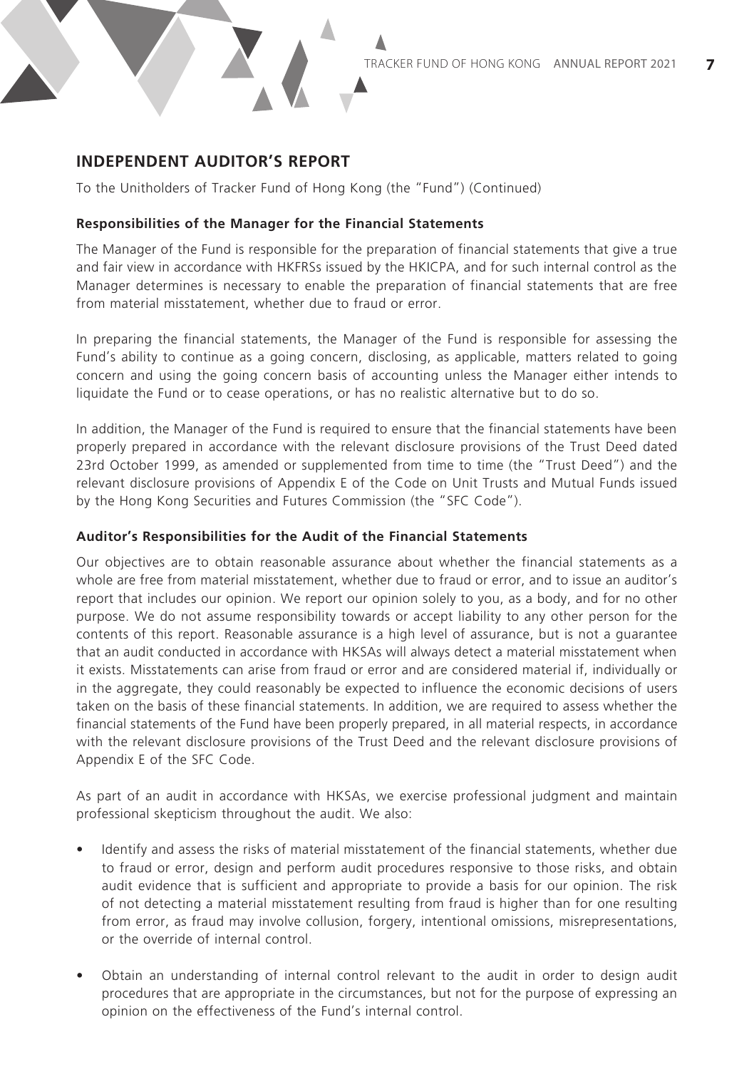## INDEPENDENT AUDITOR'S REPORT

To the Unitholders of Tracker Fund of Hong Kong (the "Fund") (Continued)

### Responsibilities of the Manager for the Financial Statements

The Manager of the Fund is responsible for the preparation of financial statements that give a true and fair view in accordance with HKFRSs issued by the HKICPA, and for such internal control as the Manager determines is necessary to enable the preparation of financial statements that are free from material misstatement, whether due to fraud or error.

In preparing the financial statements, the Manager of the Fund is responsible for assessing the Fund's ability to continue as a going concern, disclosing, as applicable, matters related to going concern and using the going concern basis of accounting unless the Manager either intends to liquidate the Fund or to cease operations, or has no realistic alternative but to do so.

In addition, the Manager of the Fund is required to ensure that the financial statements have been properly prepared in accordance with the relevant disclosure provisions of the Trust Deed dated 23rd October 1999, as amended or supplemented from time to time (the "Trust Deed") and the relevant disclosure provisions of Appendix E of the Code on Unit Trusts and Mutual Funds issued by the Hong Kong Securities and Futures Commission (the "SFC Code").

### Auditor's Responsibilities for the Audit of the Financial Statements

Our objectives are to obtain reasonable assurance about whether the financial statements as a whole are free from material misstatement, whether due to fraud or error, and to issue an auditor's report that includes our opinion. We report our opinion solely to you, as a body, and for no other purpose. We do not assume responsibility towards or accept liability to any other person for the contents of this report. Reasonable assurance is a high level of assurance, but is not a guarantee that an audit conducted in accordance with HKSAs will always detect a material misstatement when it exists. Misstatements can arise from fraud or error and are considered material if, individually or in the aggregate, they could reasonably be expected to influence the economic decisions of users taken on the basis of these financial statements. In addition, we are required to assess whether the financial statements of the Fund have been properly prepared, in all material respects, in accordance with the relevant disclosure provisions of the Trust Deed and the relevant disclosure provisions of Appendix E of the SFC Code.

As part of an audit in accordance with HKSAs, we exercise professional judgment and maintain professional skepticism throughout the audit. We also:

- Identify and assess the risks of material misstatement of the financial statements, whether due to fraud or error, design and perform audit procedures responsive to those risks, and obtain audit evidence that is sufficient and appropriate to provide a basis for our opinion. The risk of not detecting a material misstatement resulting from fraud is higher than for one resulting from error, as fraud may involve collusion, forgery, intentional omissions, misrepresentations, or the override of internal control.

- Obtain an understanding of internal control relevant to the audit in order to design audit procedures that are appropriate in the circumstances, but not for the purpose of expressing an opinion on the effectiveness of the Fund's internal control.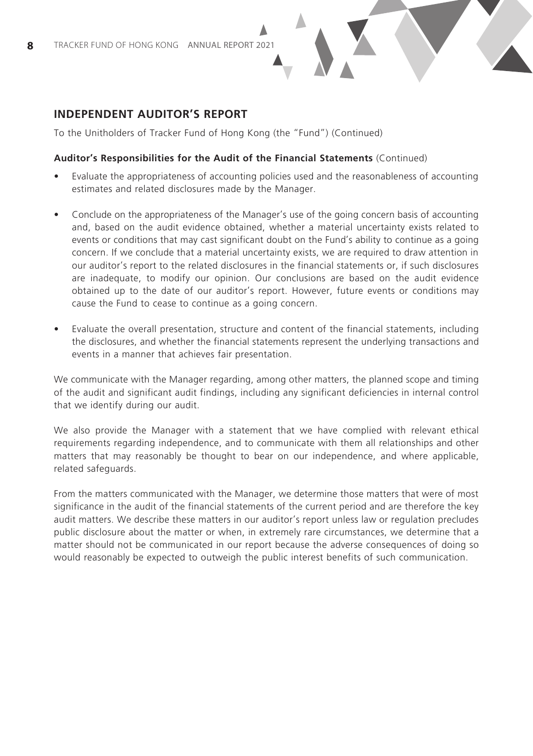## INDEPENDENT AUDITOR'S REPORT

To the Unitholders of Tracker Fund of Hong Kong (the "Fund") (Continued)

**Auditor's Responsibilities for the Audit of the Financial Statements** (Continued)

- Evaluate the appropriateness of accounting policies used and the reasonableness of accounting estimates and related disclosures made by the Manager.
- Conclude on the appropriateness of the Manager's use of the going concern basis of accounting and, based on the audit evidence obtained, whether a material uncertainty exists related to events or conditions that may cast significant doubt on the Fund's ability to continue as a going concern. If we conclude that a material uncertainty exists, we are required to draw attention in our auditor's report to the related disclosures in the financial statements or, if such disclosures are inadequate, to modify our opinion. Our conclusions are based on the audit evidence obtained up to the date of our auditor's report. However, future events or conditions may cause the Fund to cease to continue as a going concern.
- Evaluate the overall presentation, structure and content of the financial statements, including the disclosures, and whether the financial statements represent the underlying transactions and events in a manner that achieves fair presentation.

We communicate with the Manager regarding, among other matters, the planned scope and timing of the audit and significant audit findings, including any significant deficiencies in internal control that we identify during our audit.

We also provide the Manager with a statement that we have complied with relevant ethical requirements regarding independence, and to communicate with them all relationships and other matters that may reasonably be thought to bear on our independence, and where applicable, related safeguards.

From the matters communicated with the Manager, we determine those matters that were of most significance in the audit of the financial statements of the current period and are therefore the key audit matters. We describe these matters in our auditor's report unless law or regulation precludes public disclosure about the matter or when, in extremely rare circumstances, we determine that a matter should not be communicated in our report because the adverse consequences of doing so would reasonably be expected to outweigh the public interest benefits of such communication.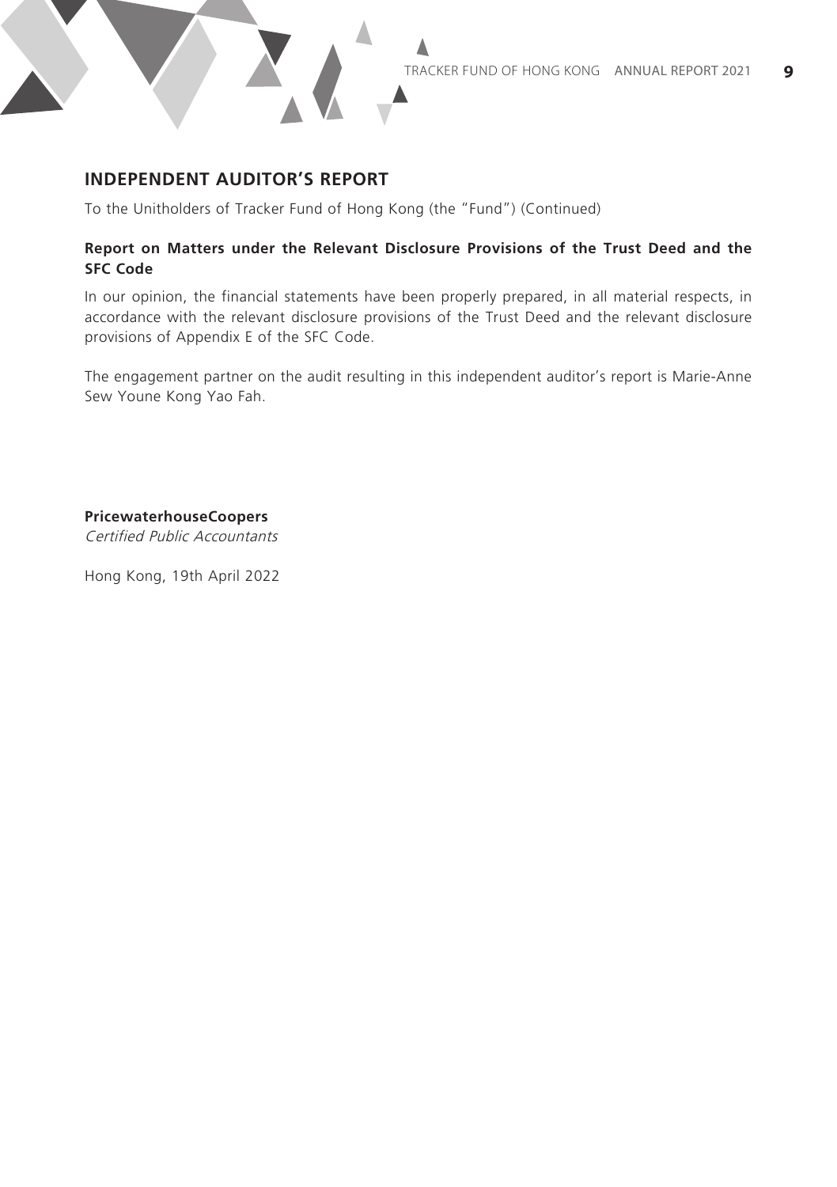## INDEPENDENT AUDITOR'S REPORT

To the Unitholders of Tracker Fund of Hong Kong (the "Fund") (Continued)

### Report on Matters under the Relevant Disclosure Provisions of the Trust Deed and the SFC Code

In our opinion, the financial statements have been properly prepared, in all material respects, in accordance with the relevant disclosure provisions of the Trust Deed and the relevant disclosure provisions of Appendix E of the SFC Code.

The engagement partner on the audit resulting in this independent auditor's report is Marie-Anne Sew Youne Kong Yao Fah.

**PricewaterhouseCoopers**
*Certified Public Accountants*

Hong Kong, 19th April 2022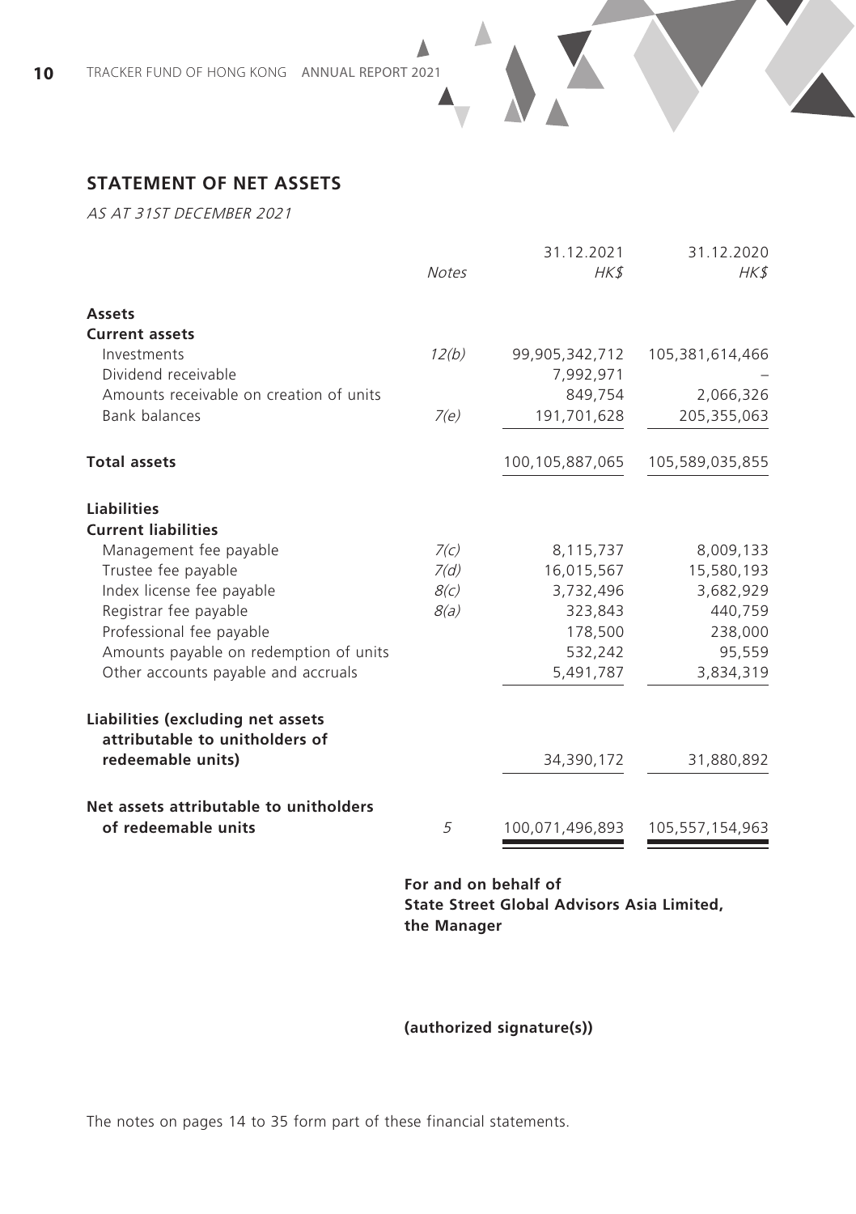## STATEMENT OF NET ASSETS

*AS AT 31ST DECEMBER 2021*

| | *Notes* | 31.12.2021 *HK$* | 31.12.2020 *HK$* |
|---|---|---|---|
| **Assets** | | | |
| **Current assets** | | | |
| Investments | *12(b)* | 99,905,342,712 | 105,381,614,466 |
| Dividend receivable | | 7,992,971 | – |
| Amounts receivable on creation of units | | 849,754 | 2,066,326 |
| Bank balances | *7(e)* | 191,701,628 | 205,355,063 |
| **Total assets** | | 100,105,887,065 | 105,589,035,855 |
| **Liabilities** | | | |
| **Current liabilities** | | | |
| Management fee payable | *7(c)* | 8,115,737 | 8,009,133 |
| Trustee fee payable | *7(d)* | 16,015,567 | 15,580,193 |
| Index license fee payable | *8(c)* | 3,732,496 | 3,682,929 |
| Registrar fee payable | *8(a)* | 323,843 | 440,759 |
| Professional fee payable | | 178,500 | 238,000 |
| Amounts payable on redemption of units | | 532,242 | 95,559 |
| Other accounts payable and accruals | | 5,491,787 | 3,834,319 |
| **Liabilities (excluding net assets attributable to unitholders of redeemable units)** | | 34,390,172 | 31,880,892 |
| **Net assets attributable to unitholders of redeemable units** | 5 | 100,071,496,893 | 105,557,154,963 |

**For and on behalf of**
**State Street Global Advisors Asia Limited,**
**the Manager**

**(authorized signature(s))**

The notes on pages 14 to 35 form part of these financial statements.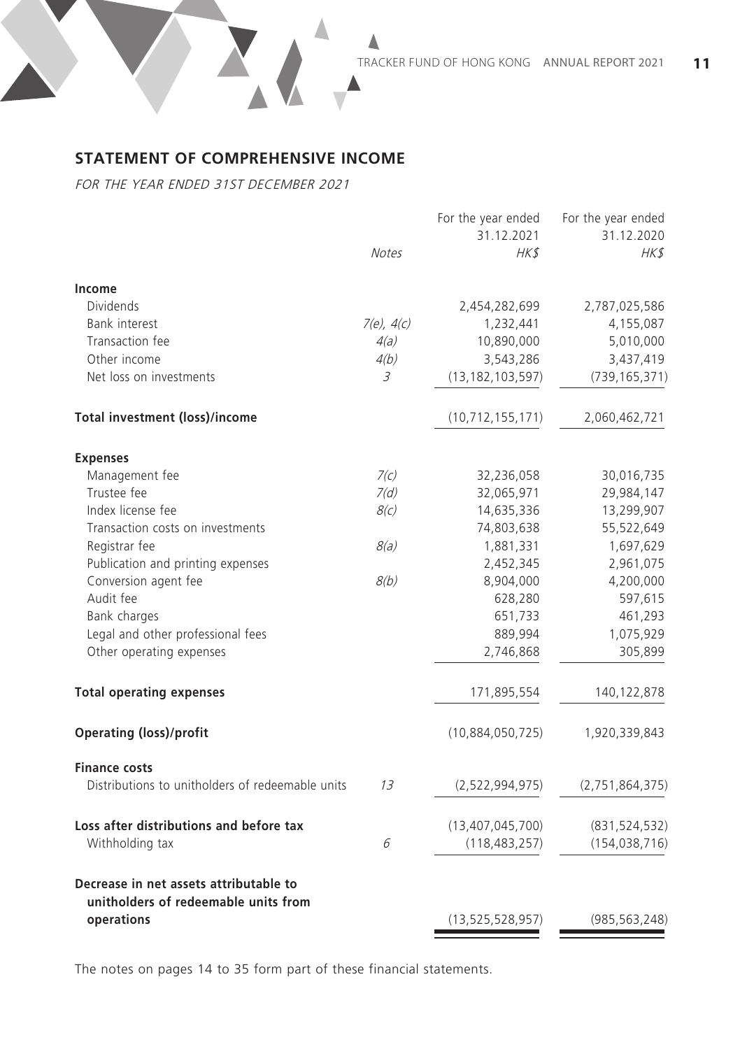## STATEMENT OF COMPREHENSIVE INCOME

*FOR THE YEAR ENDED 31ST DECEMBER 2021*

| | *Notes* | For the year ended 31.12.2021 *HK$* | For the year ended 31.12.2020 *HK$* |
|---|---|---|---|
| **Income** | | | |
| Dividends | | 2,454,282,699 | 2,787,025,586 |
| Bank interest | *7(e), 4(c)* | 1,232,441 | 4,155,087 |
| Transaction fee | *4(a)* | 10,890,000 | 5,010,000 |
| Other income | *4(b)* | 3,543,286 | 3,437,419 |
| Net loss on investments | *3* | (13,182,103,597) | (739,165,371) |
| **Total investment (loss)/income** | | (10,712,155,171) | 2,060,462,721 |
| **Expenses** | | | |
| Management fee | *7(c)* | 32,236,058 | 30,016,735 |
| Trustee fee | *7(d)* | 32,065,971 | 29,984,147 |
| Index license fee | *8(c)* | 14,635,336 | 13,299,907 |
| Transaction costs on investments | | 74,803,638 | 55,522,649 |
| Registrar fee | *8(a)* | 1,881,331 | 1,697,629 |
| Publication and printing expenses | | 2,452,345 | 2,961,075 |
| Conversion agent fee | *8(b)* | 8,904,000 | 4,200,000 |
| Audit fee | | 628,280 | 597,615 |
| Bank charges | | 651,733 | 461,293 |
| Legal and other professional fees | | 889,994 | 1,075,929 |
| Other operating expenses | | 2,746,868 | 305,899 |
| **Total operating expenses** | | 171,895,554 | 140,122,878 |
| **Operating (loss)/profit** | | (10,884,050,725) | 1,920,339,843 |
| **Finance costs** | | | |
| Distributions to unitholders of redeemable units | *13* | (2,522,994,975) | (2,751,864,375) |
| **Loss after distributions and before tax** | | (13,407,045,700) | (831,524,532) |
| Withholding tax | *6* | (118,483,257) | (154,038,716) |
| **Decrease in net assets attributable to unitholders of redeemable units from operations** | | (13,525,528,957) | (985,563,248) |

The notes on pages 14 to 35 form part of these financial statements.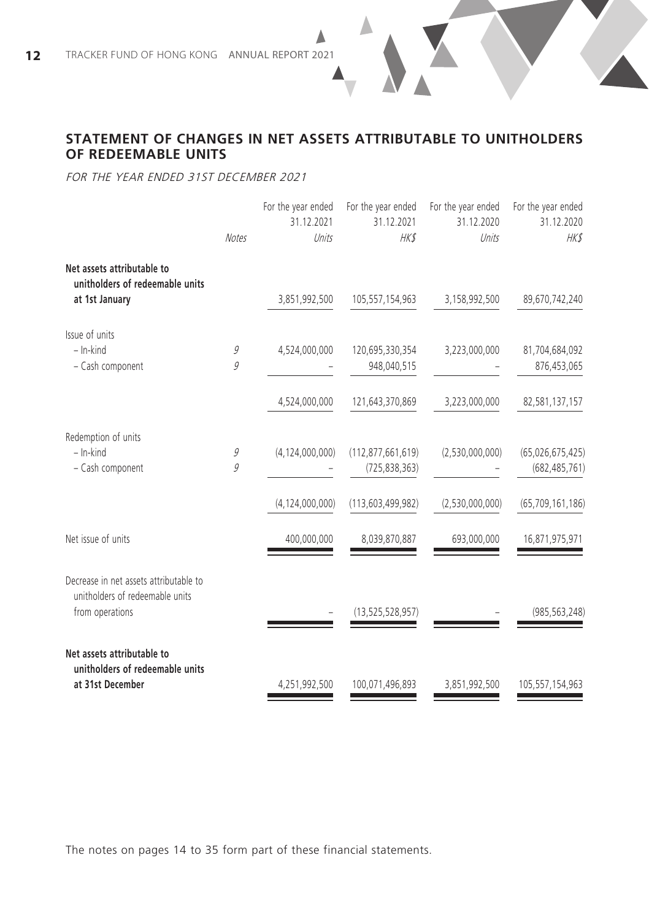## STATEMENT OF CHANGES IN NET ASSETS ATTRIBUTABLE TO UNITHOLDERS OF REDEEMABLE UNITS

*FOR THE YEAR ENDED 31ST DECEMBER 2021*

| | Notes | For the year ended 31.12.2021 Units | For the year ended 31.12.2021 HK$ | For the year ended 31.12.2020 Units | For the year ended 31.12.2020 HK$ |
|---|---|---|---|---|---|
| **Net assets attributable to unitholders of redeemable units at 1st January** | | 3,851,992,500 | 105,557,154,963 | 3,158,992,500 | 89,670,742,240 |
| Issue of units | | | | | |
| – In-kind | 9 | 4,524,000,000 | 120,695,330,354 | 3,223,000,000 | 81,704,684,092 |
| – Cash component | 9 | – | 948,040,515 | – | 876,453,065 |
| | | 4,524,000,000 | 121,643,370,869 | 3,223,000,000 | 82,581,137,157 |
| Redemption of units | | | | | |
| – In-kind | 9 | (4,124,000,000) | (112,877,661,619) | (2,530,000,000) | (65,026,675,425) |
| – Cash component | 9 | – | (725,838,363) | – | (682,485,761) |
| | | (4,124,000,000) | (113,603,499,982) | (2,530,000,000) | (65,709,161,186) |
| Net issue of units | | 400,000,000 | 8,039,870,887 | 693,000,000 | 16,871,975,971 |
| Decrease in net assets attributable to unitholders of redeemable units from operations | | – | (13,525,528,957) | – | (985,563,248) |
| **Net assets attributable to unitholders of redeemable units at 31st December** | | 4,251,992,500 | 100,071,496,893 | 3,851,992,500 | 105,557,154,963 |

The notes on pages 14 to 35 form part of these financial statements.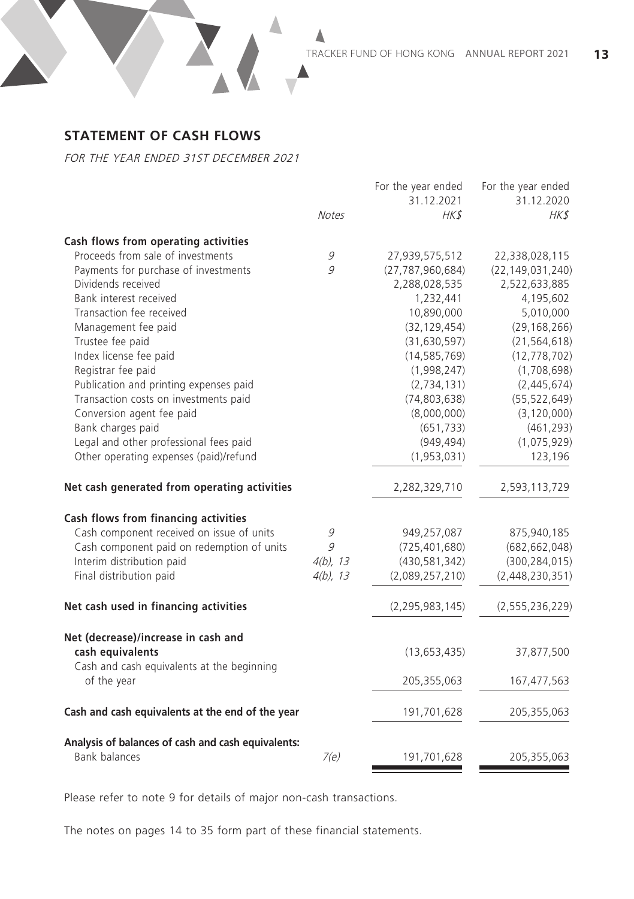## STATEMENT OF CASH FLOWS

*FOR THE YEAR ENDED 31ST DECEMBER 2021*

| | *Notes* | For the year ended 31.12.2021 *HK$* | For the year ended 31.12.2020 *HK$* |
|---|---|---|---|
| **Cash flows from operating activities** | | | |
| Proceeds from sale of investments | 9 | 27,939,575,512 | 22,338,028,115 |
| Payments for purchase of investments | 9 | (27,787,960,684) | (22,149,031,240) |
| Dividends received | | 2,288,028,535 | 2,522,633,885 |
| Bank interest received | | 1,232,441 | 4,195,602 |
| Transaction fee received | | 10,890,000 | 5,010,000 |
| Management fee paid | | (32,129,454) | (29,168,266) |
| Trustee fee paid | | (31,630,597) | (21,564,618) |
| Index license fee paid | | (14,585,769) | (12,778,702) |
| Registrar fee paid | | (1,998,247) | (1,708,698) |
| Publication and printing expenses paid | | (2,734,131) | (2,445,674) |
| Transaction costs on investments paid | | (74,803,638) | (55,522,649) |
| Conversion agent fee paid | | (8,000,000) | (3,120,000) |
| Bank charges paid | | (651,733) | (461,293) |
| Legal and other professional fees paid | | (949,494) | (1,075,929) |
| Other operating expenses (paid)/refund | | (1,953,031) | 123,196 |
| **Net cash generated from operating activities** | | 2,282,329,710 | 2,593,113,729 |
| **Cash flows from financing activities** | | | |
| Cash component received on issue of units | 9 | 949,257,087 | 875,940,185 |
| Cash component paid on redemption of units | 9 | (725,401,680) | (682,662,048) |
| Interim distribution paid | 4(b), 13 | (430,581,342) | (300,284,015) |
| Final distribution paid | 4(b), 13 | (2,089,257,210) | (2,448,230,351) |
| **Net cash used in financing activities** | | (2,295,983,145) | (2,555,236,229) |
| **Net (decrease)/increase in cash and cash equivalents** | | (13,653,435) | 37,877,500 |
| Cash and cash equivalents at the beginning of the year | | 205,355,063 | 167,477,563 |
| **Cash and cash equivalents at the end of the year** | | 191,701,628 | 205,355,063 |
| **Analysis of balances of cash and cash equivalents:** | | | |
| Bank balances | 7(e) | 191,701,628 | 205,355,063 |

Please refer to note 9 for details of major non-cash transactions.

The notes on pages 14 to 35 form part of these financial statements.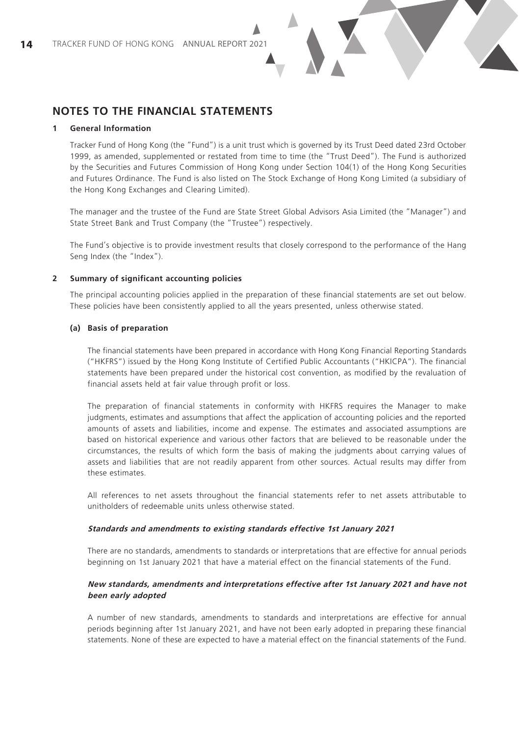## NOTES TO THE FINANCIAL STATEMENTS

### 1 General Information

Tracker Fund of Hong Kong (the "Fund") is a unit trust which is governed by its Trust Deed dated 23rd October 1999, as amended, supplemented or restated from time to time (the "Trust Deed"). The Fund is authorized by the Securities and Futures Commission of Hong Kong under Section 104(1) of the Hong Kong Securities and Futures Ordinance. The Fund is also listed on The Stock Exchange of Hong Kong Limited (a subsidiary of the Hong Kong Exchanges and Clearing Limited).

The manager and the trustee of the Fund are State Street Global Advisors Asia Limited (the "Manager") and State Street Bank and Trust Company (the "Trustee") respectively.

The Fund's objective is to provide investment results that closely correspond to the performance of the Hang Seng Index (the "Index").

### 2 Summary of significant accounting policies

The principal accounting policies applied in the preparation of these financial statements are set out below. These policies have been consistently applied to all the years presented, unless otherwise stated.

#### (a) Basis of preparation

The financial statements have been prepared in accordance with Hong Kong Financial Reporting Standards ("HKFRS") issued by the Hong Kong Institute of Certified Public Accountants ("HKICPA"). The financial statements have been prepared under the historical cost convention, as modified by the revaluation of financial assets held at fair value through profit or loss.

The preparation of financial statements in conformity with HKFRS requires the Manager to make judgments, estimates and assumptions that affect the application of accounting policies and the reported amounts of assets and liabilities, income and expense. The estimates and associated assumptions are based on historical experience and various other factors that are believed to be reasonable under the circumstances, the results of which form the basis of making the judgments about carrying values of assets and liabilities that are not readily apparent from other sources. Actual results may differ from these estimates.

All references to net assets throughout the financial statements refer to net assets attributable to unitholders of redeemable units unless otherwise stated.

***Standards and amendments to existing standards effective 1st January 2021***

There are no standards, amendments to standards or interpretations that are effective for annual periods beginning on 1st January 2021 that have a material effect on the financial statements of the Fund.

***New standards, amendments and interpretations effective after 1st January 2021 and have not been early adopted***

A number of new standards, amendments to standards and interpretations are effective for annual periods beginning after 1st January 2021, and have not been early adopted in preparing these financial statements. None of these are expected to have a material effect on the financial statements of the Fund.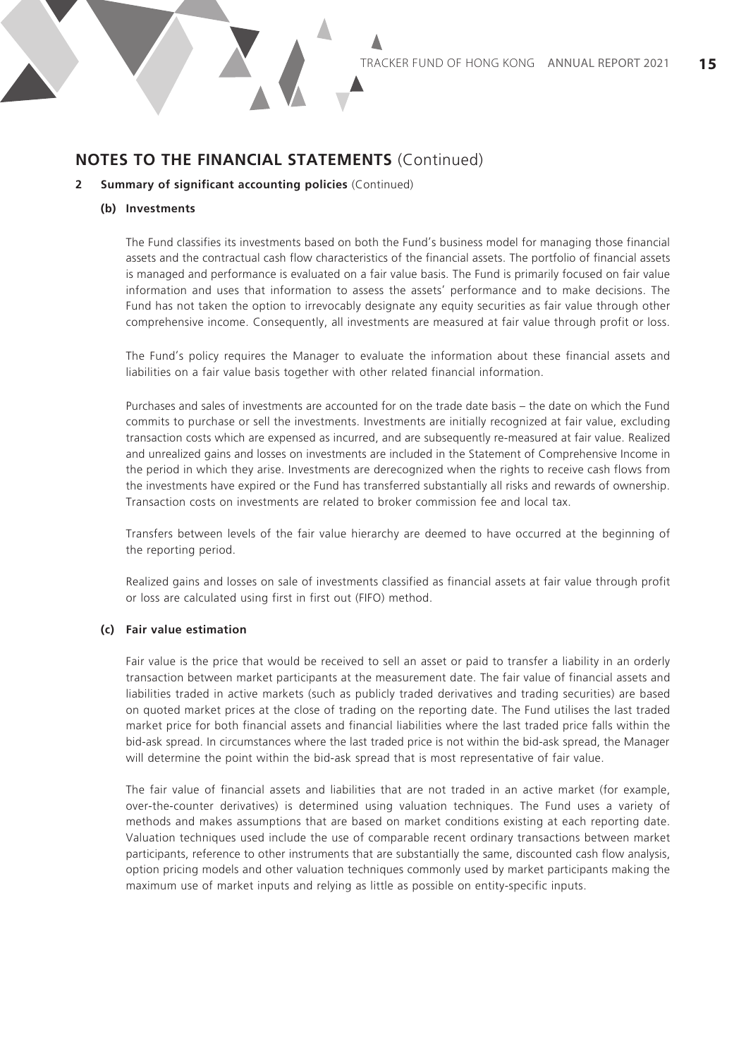## NOTES TO THE FINANCIAL STATEMENTS (Continued)

**2 Summary of significant accounting policies** (Continued)

**(b) Investments**

The Fund classifies its investments based on both the Fund's business model for managing those financial assets and the contractual cash flow characteristics of the financial assets. The portfolio of financial assets is managed and performance is evaluated on a fair value basis. The Fund is primarily focused on fair value information and uses that information to assess the assets' performance and to make decisions. The Fund has not taken the option to irrevocably designate any equity securities as fair value through other comprehensive income. Consequently, all investments are measured at fair value through profit or loss.

The Fund's policy requires the Manager to evaluate the information about these financial assets and liabilities on a fair value basis together with other related financial information.

Purchases and sales of investments are accounted for on the trade date basis – the date on which the Fund commits to purchase or sell the investments. Investments are initially recognized at fair value, excluding transaction costs which are expensed as incurred, and are subsequently re-measured at fair value. Realized and unrealized gains and losses on investments are included in the Statement of Comprehensive Income in the period in which they arise. Investments are derecognized when the rights to receive cash flows from the investments have expired or the Fund has transferred substantially all risks and rewards of ownership. Transaction costs on investments are related to broker commission fee and local tax.

Transfers between levels of the fair value hierarchy are deemed to have occurred at the beginning of the reporting period.

Realized gains and losses on sale of investments classified as financial assets at fair value through profit or loss are calculated using first in first out (FIFO) method.

**(c) Fair value estimation**

Fair value is the price that would be received to sell an asset or paid to transfer a liability in an orderly transaction between market participants at the measurement date. The fair value of financial assets and liabilities traded in active markets (such as publicly traded derivatives and trading securities) are based on quoted market prices at the close of trading on the reporting date. The Fund utilises the last traded market price for both financial assets and financial liabilities where the last traded price falls within the bid-ask spread. In circumstances where the last traded price is not within the bid-ask spread, the Manager will determine the point within the bid-ask spread that is most representative of fair value.

The fair value of financial assets and liabilities that are not traded in an active market (for example, over-the-counter derivatives) is determined using valuation techniques. The Fund uses a variety of methods and makes assumptions that are based on market conditions existing at each reporting date. Valuation techniques used include the use of comparable recent ordinary transactions between market participants, reference to other instruments that are substantially the same, discounted cash flow analysis, option pricing models and other valuation techniques commonly used by market participants making the maximum use of market inputs and relying as little as possible on entity-specific inputs.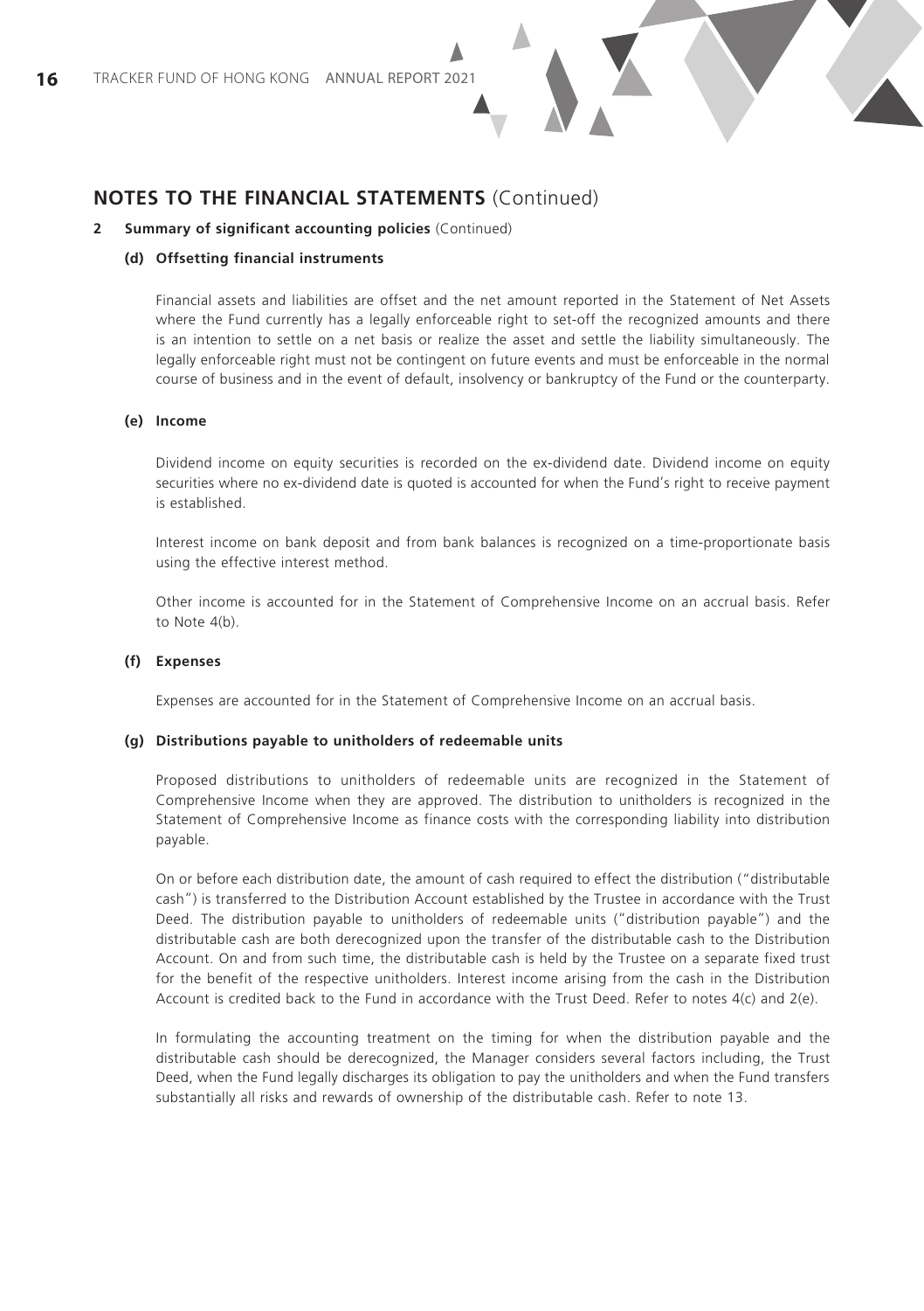## NOTES TO THE FINANCIAL STATEMENTS (Continued)

**2 Summary of significant accounting policies** (Continued)

**(d) Offsetting financial instruments**

Financial assets and liabilities are offset and the net amount reported in the Statement of Net Assets where the Fund currently has a legally enforceable right to set-off the recognized amounts and there is an intention to settle on a net basis or realize the asset and settle the liability simultaneously. The legally enforceable right must not be contingent on future events and must be enforceable in the normal course of business and in the event of default, insolvency or bankruptcy of the Fund or the counterparty.

**(e) Income**

Dividend income on equity securities is recorded on the ex-dividend date. Dividend income on equity securities where no ex-dividend date is quoted is accounted for when the Fund's right to receive payment is established.

Interest income on bank deposit and from bank balances is recognized on a time-proportionate basis using the effective interest method.

Other income is accounted for in the Statement of Comprehensive Income on an accrual basis. Refer to Note 4(b).

**(f) Expenses**

Expenses are accounted for in the Statement of Comprehensive Income on an accrual basis.

**(g) Distributions payable to unitholders of redeemable units**

Proposed distributions to unitholders of redeemable units are recognized in the Statement of Comprehensive Income when they are approved. The distribution to unitholders is recognized in the Statement of Comprehensive Income as finance costs with the corresponding liability into distribution payable.

On or before each distribution date, the amount of cash required to effect the distribution ("distributable cash") is transferred to the Distribution Account established by the Trustee in accordance with the Trust Deed. The distribution payable to unitholders of redeemable units ("distribution payable") and the distributable cash are both derecognized upon the transfer of the distributable cash to the Distribution Account. On and from such time, the distributable cash is held by the Trustee on a separate fixed trust for the benefit of the respective unitholders. Interest income arising from the cash in the Distribution Account is credited back to the Fund in accordance with the Trust Deed. Refer to notes 4(c) and 2(e).

In formulating the accounting treatment on the timing for when the distribution payable and the distributable cash should be derecognized, the Manager considers several factors including, the Trust Deed, when the Fund legally discharges its obligation to pay the unitholders and when the Fund transfers substantially all risks and rewards of ownership of the distributable cash. Refer to note 13.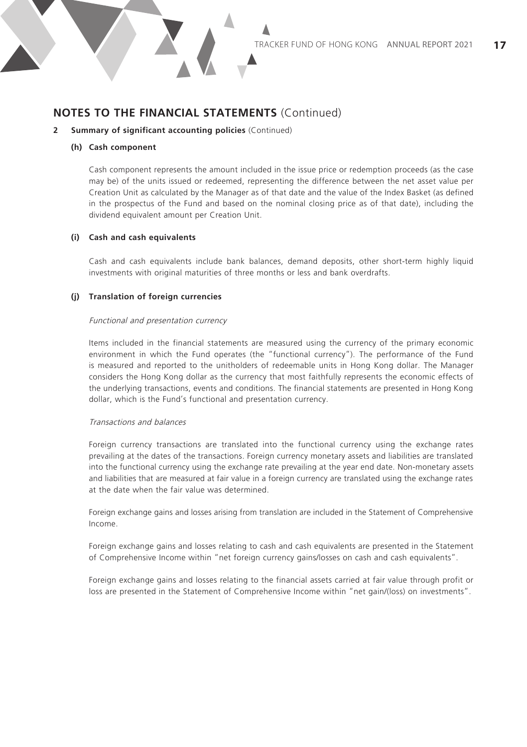## NOTES TO THE FINANCIAL STATEMENTS (Continued)

### 2 Summary of significant accounting policies (Continued)

#### (h) Cash component

Cash component represents the amount included in the issue price or redemption proceeds (as the case may be) of the units issued or redeemed, representing the difference between the net asset value per Creation Unit as calculated by the Manager as of that date and the value of the Index Basket (as defined in the prospectus of the Fund and based on the nominal closing price as of that date), including the dividend equivalent amount per Creation Unit.

#### (i) Cash and cash equivalents

Cash and cash equivalents include bank balances, demand deposits, other short-term highly liquid investments with original maturities of three months or less and bank overdrafts.

#### (j) Translation of foreign currencies

*Functional and presentation currency*

Items included in the financial statements are measured using the currency of the primary economic environment in which the Fund operates (the "functional currency"). The performance of the Fund is measured and reported to the unitholders of redeemable units in Hong Kong dollar. The Manager considers the Hong Kong dollar as the currency that most faithfully represents the economic effects of the underlying transactions, events and conditions. The financial statements are presented in Hong Kong dollar, which is the Fund's functional and presentation currency.

*Transactions and balances*

Foreign currency transactions are translated into the functional currency using the exchange rates prevailing at the dates of the transactions. Foreign currency monetary assets and liabilities are translated into the functional currency using the exchange rate prevailing at the year end date. Non-monetary assets and liabilities that are measured at fair value in a foreign currency are translated using the exchange rates at the date when the fair value was determined.

Foreign exchange gains and losses arising from translation are included in the Statement of Comprehensive Income.

Foreign exchange gains and losses relating to cash and cash equivalents are presented in the Statement of Comprehensive Income within "net foreign currency gains/losses on cash and cash equivalents".

Foreign exchange gains and losses relating to the financial assets carried at fair value through profit or loss are presented in the Statement of Comprehensive Income within "net gain/(loss) on investments".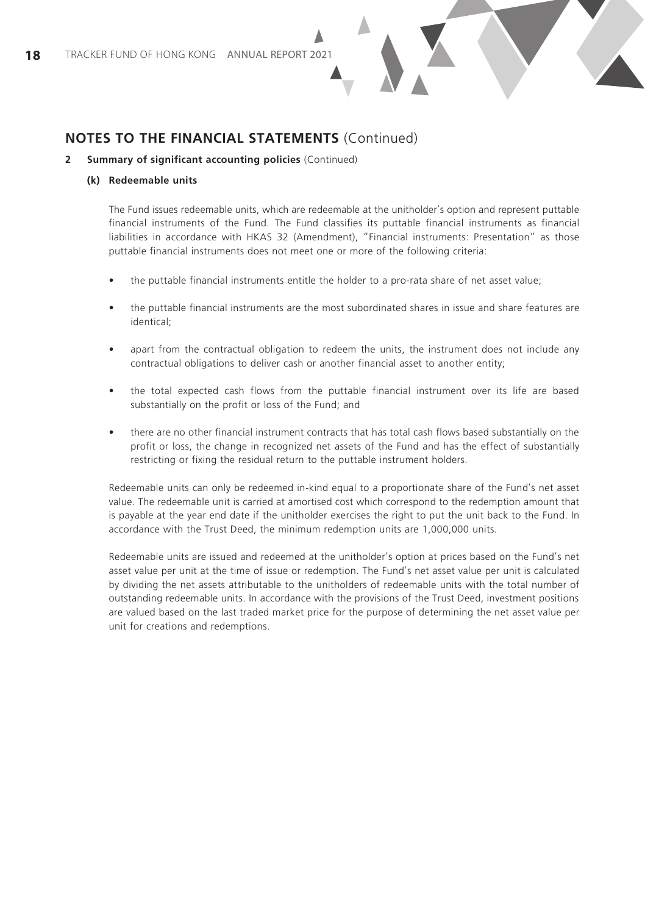## NOTES TO THE FINANCIAL STATEMENTS (Continued)

### 2 Summary of significant accounting policies (Continued)

#### (k) Redeemable units

The Fund issues redeemable units, which are redeemable at the unitholder's option and represent puttable financial instruments of the Fund. The Fund classifies its puttable financial instruments as financial liabilities in accordance with HKAS 32 (Amendment), "Financial instruments: Presentation" as those puttable financial instruments does not meet one or more of the following criteria:

- the puttable financial instruments entitle the holder to a pro-rata share of net asset value;
- the puttable financial instruments are the most subordinated shares in issue and share features are identical;
- apart from the contractual obligation to redeem the units, the instrument does not include any contractual obligations to deliver cash or another financial asset to another entity;
- the total expected cash flows from the puttable financial instrument over its life are based substantially on the profit or loss of the Fund; and
- there are no other financial instrument contracts that has total cash flows based substantially on the profit or loss, the change in recognized net assets of the Fund and has the effect of substantially restricting or fixing the residual return to the puttable instrument holders.

Redeemable units can only be redeemed in-kind equal to a proportionate share of the Fund's net asset value. The redeemable unit is carried at amortised cost which correspond to the redemption amount that is payable at the year end date if the unitholder exercises the right to put the unit back to the Fund. In accordance with the Trust Deed, the minimum redemption units are 1,000,000 units.

Redeemable units are issued and redeemed at the unitholder's option at prices based on the Fund's net asset value per unit at the time of issue or redemption. The Fund's net asset value per unit is calculated by dividing the net assets attributable to the unitholders of redeemable units with the total number of outstanding redeemable units. In accordance with the provisions of the Trust Deed, investment positions are valued based on the last traded market price for the purpose of determining the net asset value per unit for creations and redemptions.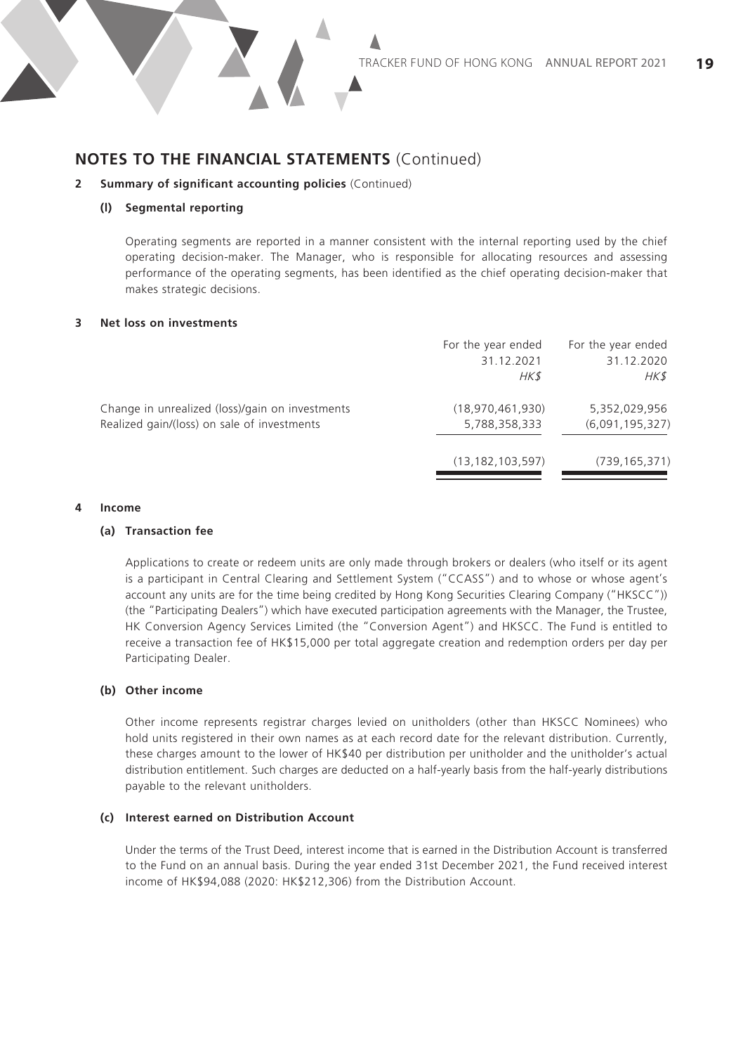## NOTES TO THE FINANCIAL STATEMENTS (Continued)

**2 Summary of significant accounting policies** (Continued)

**(l) Segmental reporting**

Operating segments are reported in a manner consistent with the internal reporting used by the chief operating decision-maker. The Manager, who is responsible for allocating resources and assessing performance of the operating segments, has been identified as the chief operating decision-maker that makes strategic decisions.

**3 Net loss on investments**

| | For the year ended 31.12.2021 *HK$* | For the year ended 31.12.2020 *HK$* |
|---|---|---|
| Change in unrealized (loss)/gain on investments | (18,970,461,930) | 5,352,029,956 |
| Realized gain/(loss) on sale of investments | 5,788,358,333 | (6,091,195,327) |
| | (13,182,103,597) | (739,165,371) |

**4 Income**

**(a) Transaction fee**

Applications to create or redeem units are only made through brokers or dealers (who itself or its agent is a participant in Central Clearing and Settlement System ("CCASS") and to whose or whose agent's account any units are for the time being credited by Hong Kong Securities Clearing Company ("HKSCC")) (the "Participating Dealers") which have executed participation agreements with the Manager, the Trustee, HK Conversion Agency Services Limited (the "Conversion Agent") and HKSCC. The Fund is entitled to receive a transaction fee of HK$15,000 per total aggregate creation and redemption orders per day per Participating Dealer.

**(b) Other income**

Other income represents registrar charges levied on unitholders (other than HKSCC Nominees) who hold units registered in their own names as at each record date for the relevant distribution. Currently, these charges amount to the lower of HK$40 per distribution per unitholder and the unitholder's actual distribution entitlement. Such charges are deducted on a half-yearly basis from the half-yearly distributions payable to the relevant unitholders.

**(c) Interest earned on Distribution Account**

Under the terms of the Trust Deed, interest income that is earned in the Distribution Account is transferred to the Fund on an annual basis. During the year ended 31st December 2021, the Fund received interest income of HK$94,088 (2020: HK$212,306) from the Distribution Account.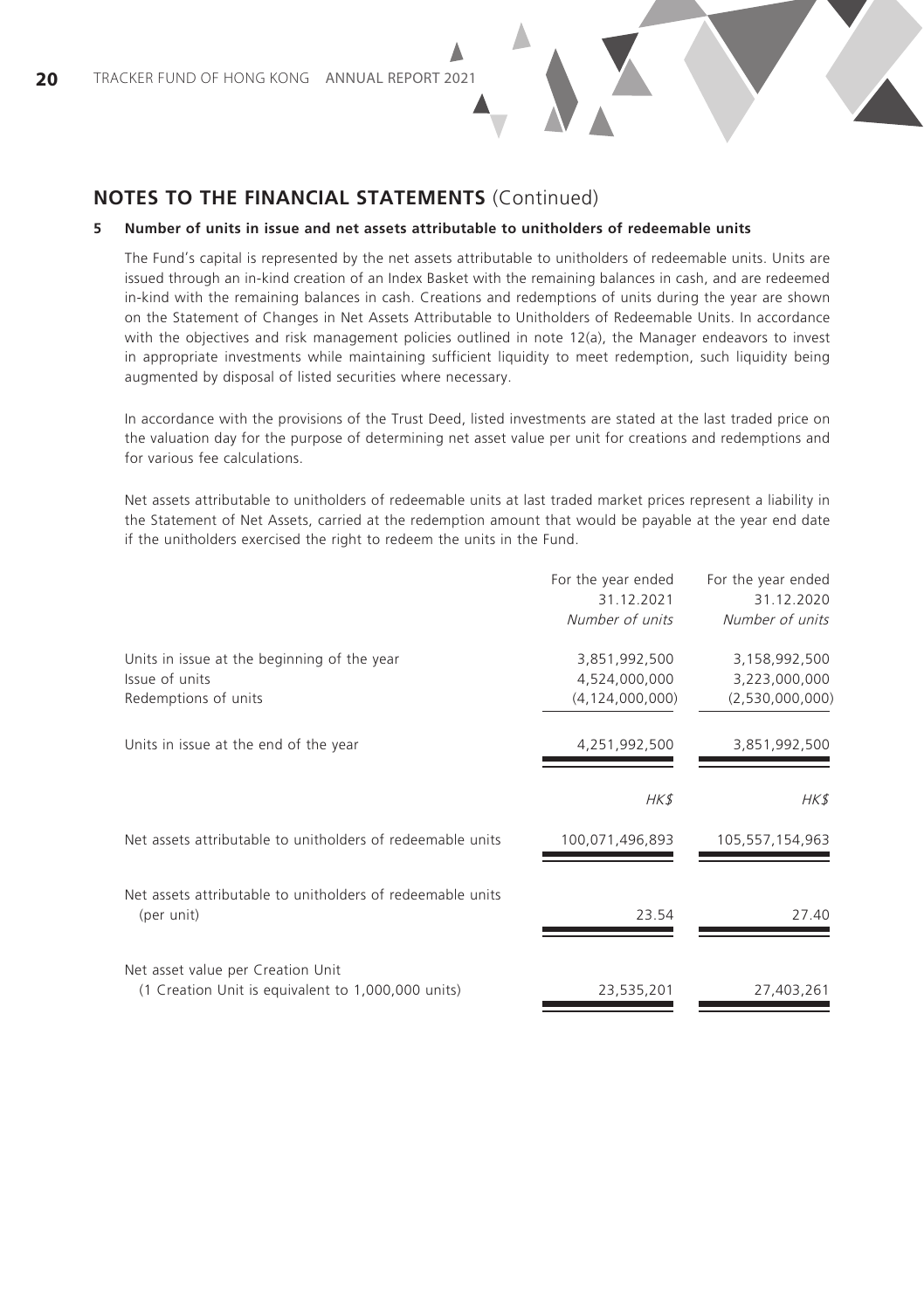## NOTES TO THE FINANCIAL STATEMENTS (Continued)

### 5 Number of units in issue and net assets attributable to unitholders of redeemable units

The Fund's capital is represented by the net assets attributable to unitholders of redeemable units. Units are issued through an in-kind creation of an Index Basket with the remaining balances in cash, and are redeemed in-kind with the remaining balances in cash. Creations and redemptions of units during the year are shown on the Statement of Changes in Net Assets Attributable to Unitholders of Redeemable Units. In accordance with the objectives and risk management policies outlined in note 12(a), the Manager endeavors to invest in appropriate investments while maintaining sufficient liquidity to meet redemption, such liquidity being augmented by disposal of listed securities where necessary.

In accordance with the provisions of the Trust Deed, listed investments are stated at the last traded price on the valuation day for the purpose of determining net asset value per unit for creations and redemptions and for various fee calculations.

Net assets attributable to unitholders of redeemable units at last traded market prices represent a liability in the Statement of Net Assets, carried at the redemption amount that would be payable at the year end date if the unitholders exercised the right to redeem the units in the Fund.

| | For the year ended 31.12.2021 *Number of units* | For the year ended 31.12.2020 *Number of units* |
|---|---|---|
| Units in issue at the beginning of the year | 3,851,992,500 | 3,158,992,500 |
| Issue of units | 4,524,000,000 | 3,223,000,000 |
| Redemptions of units | (4,124,000,000) | (2,530,000,000) |
| Units in issue at the end of the year | 4,251,992,500 | 3,851,992,500 |
| | *HK$* | *HK$* |
| Net assets attributable to unitholders of redeemable units | 100,071,496,893 | 105,557,154,963 |
| Net assets attributable to unitholders of redeemable units (per unit) | 23.54 | 27.40 |
| Net asset value per Creation Unit (1 Creation Unit is equivalent to 1,000,000 units) | 23,535,201 | 27,403,261 |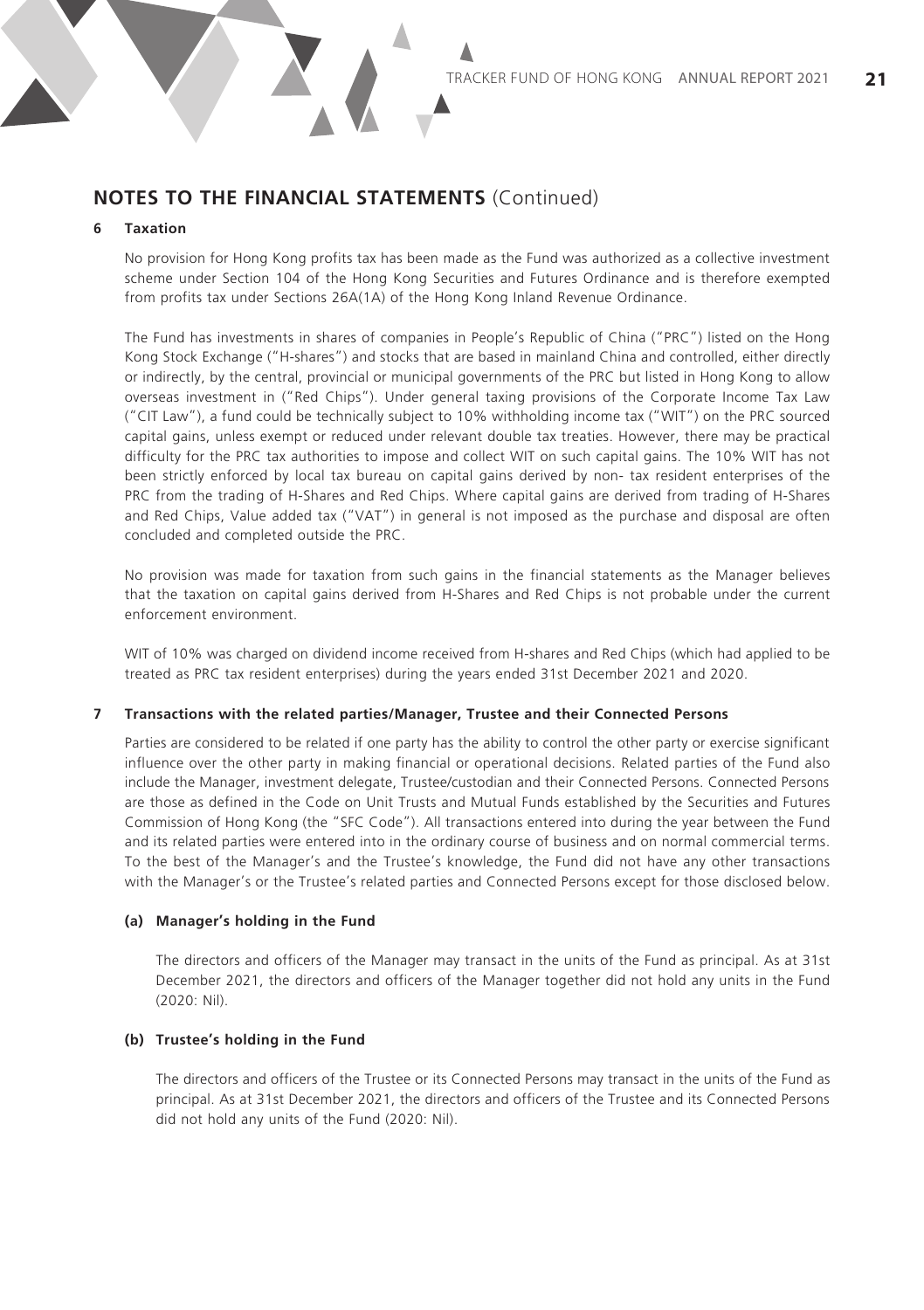## NOTES TO THE FINANCIAL STATEMENTS (Continued)

### 6 Taxation

No provision for Hong Kong profits tax has been made as the Fund was authorized as a collective investment scheme under Section 104 of the Hong Kong Securities and Futures Ordinance and is therefore exempted from profits tax under Sections 26A(1A) of the Hong Kong Inland Revenue Ordinance.

The Fund has investments in shares of companies in People's Republic of China ("PRC") listed on the Hong Kong Stock Exchange ("H-shares") and stocks that are based in mainland China and controlled, either directly or indirectly, by the central, provincial or municipal governments of the PRC but listed in Hong Kong to allow overseas investment in ("Red Chips"). Under general taxing provisions of the Corporate Income Tax Law ("CIT Law"), a fund could be technically subject to 10% withholding income tax ("WIT") on the PRC sourced capital gains, unless exempt or reduced under relevant double tax treaties. However, there may be practical difficulty for the PRC tax authorities to impose and collect WIT on such capital gains. The 10% WIT has not been strictly enforced by local tax bureau on capital gains derived by non- tax resident enterprises of the PRC from the trading of H-Shares and Red Chips. Where capital gains are derived from trading of H-Shares and Red Chips, Value added tax ("VAT") in general is not imposed as the purchase and disposal are often concluded and completed outside the PRC.

No provision was made for taxation from such gains in the financial statements as the Manager believes that the taxation on capital gains derived from H-Shares and Red Chips is not probable under the current enforcement environment.

WIT of 10% was charged on dividend income received from H-shares and Red Chips (which had applied to be treated as PRC tax resident enterprises) during the years ended 31st December 2021 and 2020.

### 7 Transactions with the related parties/Manager, Trustee and their Connected Persons

Parties are considered to be related if one party has the ability to control the other party or exercise significant influence over the other party in making financial or operational decisions. Related parties of the Fund also include the Manager, investment delegate, Trustee/custodian and their Connected Persons. Connected Persons are those as defined in the Code on Unit Trusts and Mutual Funds established by the Securities and Futures Commission of Hong Kong (the "SFC Code"). All transactions entered into during the year between the Fund and its related parties were entered into in the ordinary course of business and on normal commercial terms. To the best of the Manager's and the Trustee's knowledge, the Fund did not have any other transactions with the Manager's or the Trustee's related parties and Connected Persons except for those disclosed below.

#### (a) Manager's holding in the Fund

The directors and officers of the Manager may transact in the units of the Fund as principal. As at 31st December 2021, the directors and officers of the Manager together did not hold any units in the Fund (2020: Nil).

#### (b) Trustee's holding in the Fund

The directors and officers of the Trustee or its Connected Persons may transact in the units of the Fund as principal. As at 31st December 2021, the directors and officers of the Trustee and its Connected Persons did not hold any units of the Fund (2020: Nil).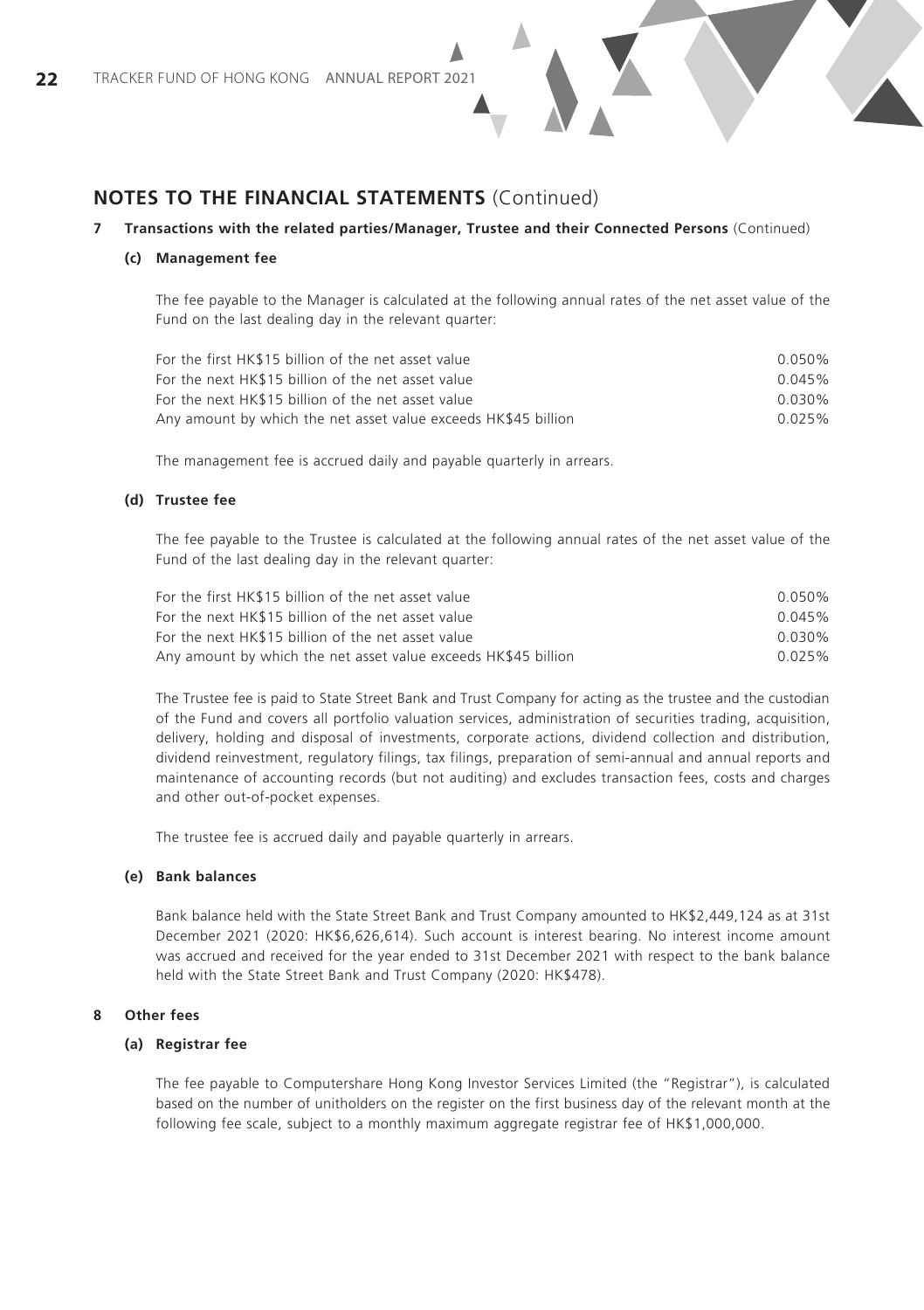## NOTES TO THE FINANCIAL STATEMENTS (Continued)

### 7 Transactions with the related parties/Manager, Trustee and their Connected Persons (Continued)

#### (c) Management fee

The fee payable to the Manager is calculated at the following annual rates of the net asset value of the Fund on the last dealing day in the relevant quarter:

| | |
|---|---|
| For the first HK$15 billion of the net asset value | 0.050% |
| For the next HK$15 billion of the net asset value | 0.045% |
| For the next HK$15 billion of the net asset value | 0.030% |
| Any amount by which the net asset value exceeds HK$45 billion | 0.025% |

The management fee is accrued daily and payable quarterly in arrears.

#### (d) Trustee fee

The fee payable to the Trustee is calculated at the following annual rates of the net asset value of the Fund of the last dealing day in the relevant quarter:

| | |
|---|---|
| For the first HK$15 billion of the net asset value | 0.050% |
| For the next HK$15 billion of the net asset value | 0.045% |
| For the next HK$15 billion of the net asset value | 0.030% |
| Any amount by which the net asset value exceeds HK$45 billion | 0.025% |

The Trustee fee is paid to State Street Bank and Trust Company for acting as the trustee and the custodian of the Fund and covers all portfolio valuation services, administration of securities trading, acquisition, delivery, holding and disposal of investments, corporate actions, dividend collection and distribution, dividend reinvestment, regulatory filings, tax filings, preparation of semi-annual and annual reports and maintenance of accounting records (but not auditing) and excludes transaction fees, costs and charges and other out-of-pocket expenses.

The trustee fee is accrued daily and payable quarterly in arrears.

#### (e) Bank balances

Bank balance held with the State Street Bank and Trust Company amounted to HK$2,449,124 as at 31st December 2021 (2020: HK$6,626,614). Such account is interest bearing. No interest income amount was accrued and received for the year ended to 31st December 2021 with respect to the bank balance held with the State Street Bank and Trust Company (2020: HK$478).

### 8 Other fees

#### (a) Registrar fee

The fee payable to Computershare Hong Kong Investor Services Limited (the "Registrar"), is calculated based on the number of unitholders on the register on the first business day of the relevant month at the following fee scale, subject to a monthly maximum aggregate registrar fee of HK$1,000,000.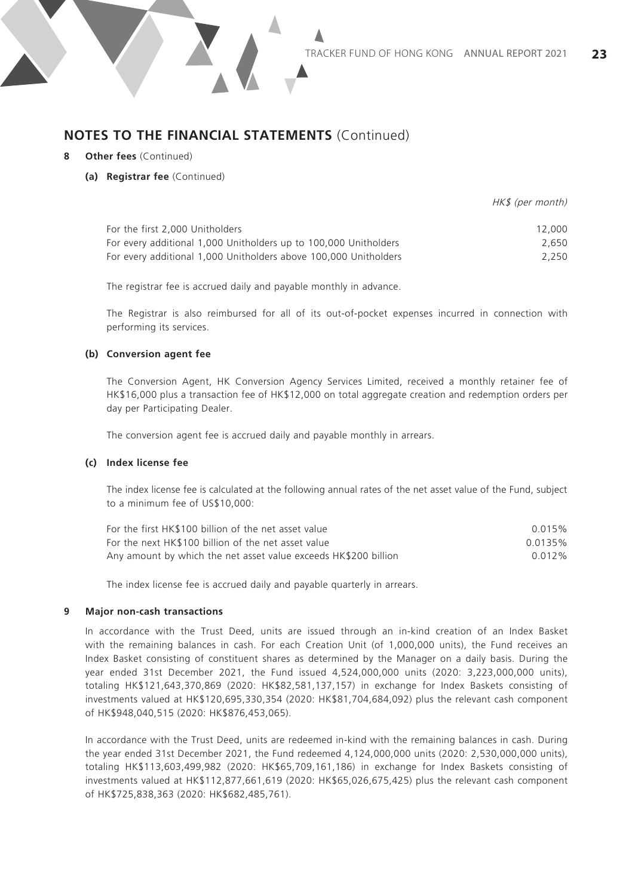## NOTES TO THE FINANCIAL STATEMENTS (Continued)

**8 Other fees** (Continued)

**(a) Registrar fee** (Continued)

| | *HK$ (per month)* |
|---|---|
| For the first 2,000 Unitholders | 12,000 |
| For every additional 1,000 Unitholders up to 100,000 Unitholders | 2,650 |
| For every additional 1,000 Unitholders above 100,000 Unitholders | 2,250 |

The registrar fee is accrued daily and payable monthly in advance.

The Registrar is also reimbursed for all of its out-of-pocket expenses incurred in connection with performing its services.

**(b) Conversion agent fee**

The Conversion Agent, HK Conversion Agency Services Limited, received a monthly retainer fee of HK$16,000 plus a transaction fee of HK$12,000 on total aggregate creation and redemption orders per day per Participating Dealer.

The conversion agent fee is accrued daily and payable monthly in arrears.

**(c) Index license fee**

The index license fee is calculated at the following annual rates of the net asset value of the Fund, subject to a minimum fee of US$10,000:

| | |
|---|---|
| For the first HK$100 billion of the net asset value | 0.015% |
| For the next HK$100 billion of the net asset value | 0.0135% |
| Any amount by which the net asset value exceeds HK$200 billion | 0.012% |

The index license fee is accrued daily and payable quarterly in arrears.

**9 Major non-cash transactions**

In accordance with the Trust Deed, units are issued through an in-kind creation of an Index Basket with the remaining balances in cash. For each Creation Unit (of 1,000,000 units), the Fund receives an Index Basket consisting of constituent shares as determined by the Manager on a daily basis. During the year ended 31st December 2021, the Fund issued 4,524,000,000 units (2020: 3,223,000,000 units), totaling HK$121,643,370,869 (2020: HK$82,581,137,157) in exchange for Index Baskets consisting of investments valued at HK$120,695,330,354 (2020: HK$81,704,684,092) plus the relevant cash component of HK$948,040,515 (2020: HK$876,453,065).

In accordance with the Trust Deed, units are redeemed in-kind with the remaining balances in cash. During the year ended 31st December 2021, the Fund redeemed 4,124,000,000 units (2020: 2,530,000,000 units), totaling HK$113,603,499,982 (2020: HK$65,709,161,186) in exchange for Index Baskets consisting of investments valued at HK$112,877,661,619 (2020: HK$65,026,675,425) plus the relevant cash component of HK$725,838,363 (2020: HK$682,485,761).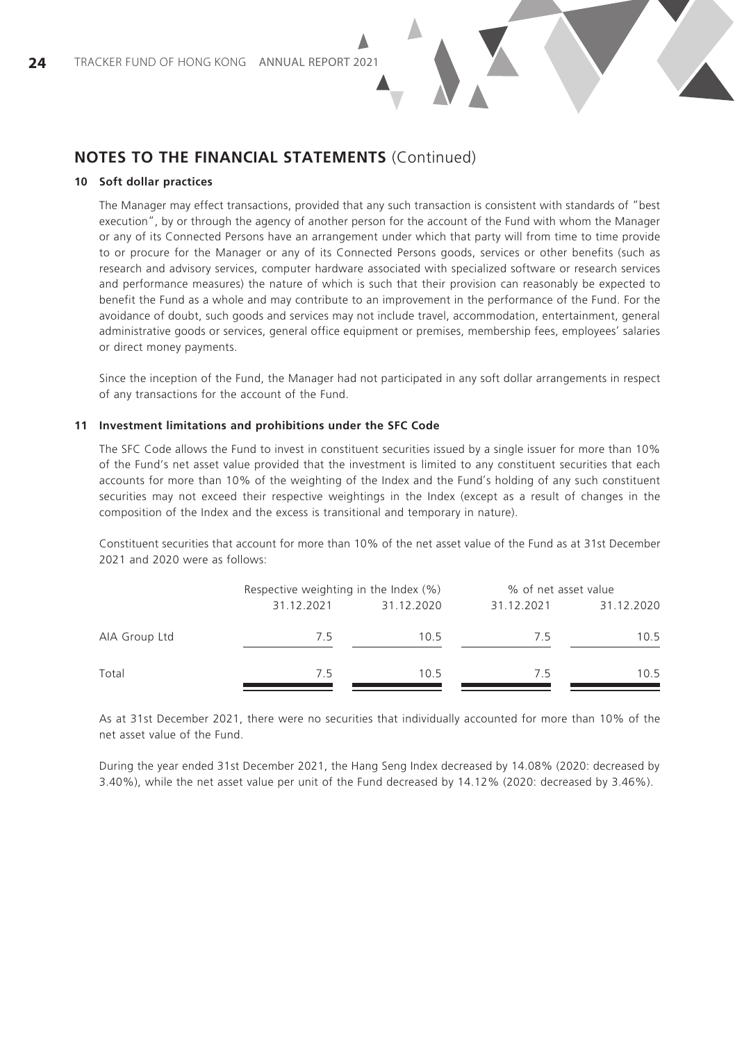## NOTES TO THE FINANCIAL STATEMENTS (Continued)

### 10 Soft dollar practices

The Manager may effect transactions, provided that any such transaction is consistent with standards of "best execution", by or through the agency of another person for the account of the Fund with whom the Manager or any of its Connected Persons have an arrangement under which that party will from time to time provide to or procure for the Manager or any of its Connected Persons goods, services or other benefits (such as research and advisory services, computer hardware associated with specialized software or research services and performance measures) the nature of which is such that their provision can reasonably be expected to benefit the Fund as a whole and may contribute to an improvement in the performance of the Fund. For the avoidance of doubt, such goods and services may not include travel, accommodation, entertainment, general administrative goods or services, general office equipment or premises, membership fees, employees' salaries or direct money payments.

Since the inception of the Fund, the Manager had not participated in any soft dollar arrangements in respect of any transactions for the account of the Fund.

### 11 Investment limitations and prohibitions under the SFC Code

The SFC Code allows the Fund to invest in constituent securities issued by a single issuer for more than 10% of the Fund's net asset value provided that the investment is limited to any constituent securities that each accounts for more than 10% of the weighting of the Index and the Fund's holding of any such constituent securities may not exceed their respective weightings in the Index (except as a result of changes in the composition of the Index and the excess is transitional and temporary in nature).

Constituent securities that account for more than 10% of the net asset value of the Fund as at 31st December 2021 and 2020 were as follows:

| | Respective weighting in the Index (%) | | % of net asset value | |
|---|---|---|---|---|
| | 31.12.2021 | 31.12.2020 | 31.12.2021 | 31.12.2020 |
| AIA Group Ltd | 7.5 | 10.5 | 7.5 | 10.5 |
| Total | 7.5 | 10.5 | 7.5 | 10.5 |

As at 31st December 2021, there were no securities that individually accounted for more than 10% of the net asset value of the Fund.

During the year ended 31st December 2021, the Hang Seng Index decreased by 14.08% (2020: decreased by 3.40%), while the net asset value per unit of the Fund decreased by 14.12% (2020: decreased by 3.46%).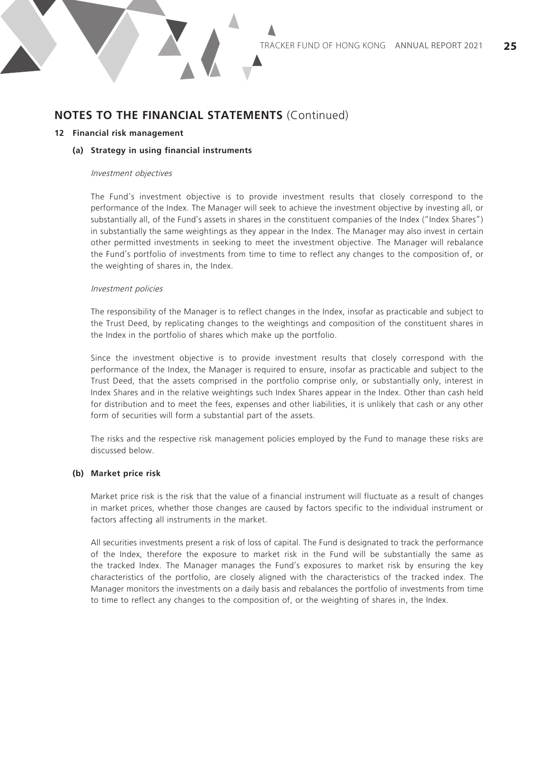## NOTES TO THE FINANCIAL STATEMENTS (Continued)

### 12 Financial risk management

#### (a) Strategy in using financial instruments

*Investment objectives*

The Fund's investment objective is to provide investment results that closely correspond to the performance of the Index. The Manager will seek to achieve the investment objective by investing all, or substantially all, of the Fund's assets in shares in the constituent companies of the Index ("Index Shares") in substantially the same weightings as they appear in the Index. The Manager may also invest in certain other permitted investments in seeking to meet the investment objective. The Manager will rebalance the Fund's portfolio of investments from time to time to reflect any changes to the composition of, or the weighting of shares in, the Index.

*Investment policies*

The responsibility of the Manager is to reflect changes in the Index, insofar as practicable and subject to the Trust Deed, by replicating changes to the weightings and composition of the constituent shares in the Index in the portfolio of shares which make up the portfolio.

Since the investment objective is to provide investment results that closely correspond with the performance of the Index, the Manager is required to ensure, insofar as practicable and subject to the Trust Deed, that the assets comprised in the portfolio comprise only, or substantially only, interest in Index Shares and in the relative weightings such Index Shares appear in the Index. Other than cash held for distribution and to meet the fees, expenses and other liabilities, it is unlikely that cash or any other form of securities will form a substantial part of the assets.

The risks and the respective risk management policies employed by the Fund to manage these risks are discussed below.

#### (b) Market price risk

Market price risk is the risk that the value of a financial instrument will fluctuate as a result of changes in market prices, whether those changes are caused by factors specific to the individual instrument or factors affecting all instruments in the market.

All securities investments present a risk of loss of capital. The Fund is designated to track the performance of the Index, therefore the exposure to market risk in the Fund will be substantially the same as the tracked Index. The Manager manages the Fund's exposures to market risk by ensuring the key characteristics of the portfolio, are closely aligned with the characteristics of the tracked index. The Manager monitors the investments on a daily basis and rebalances the portfolio of investments from time to time to reflect any changes to the composition of, or the weighting of shares in, the Index.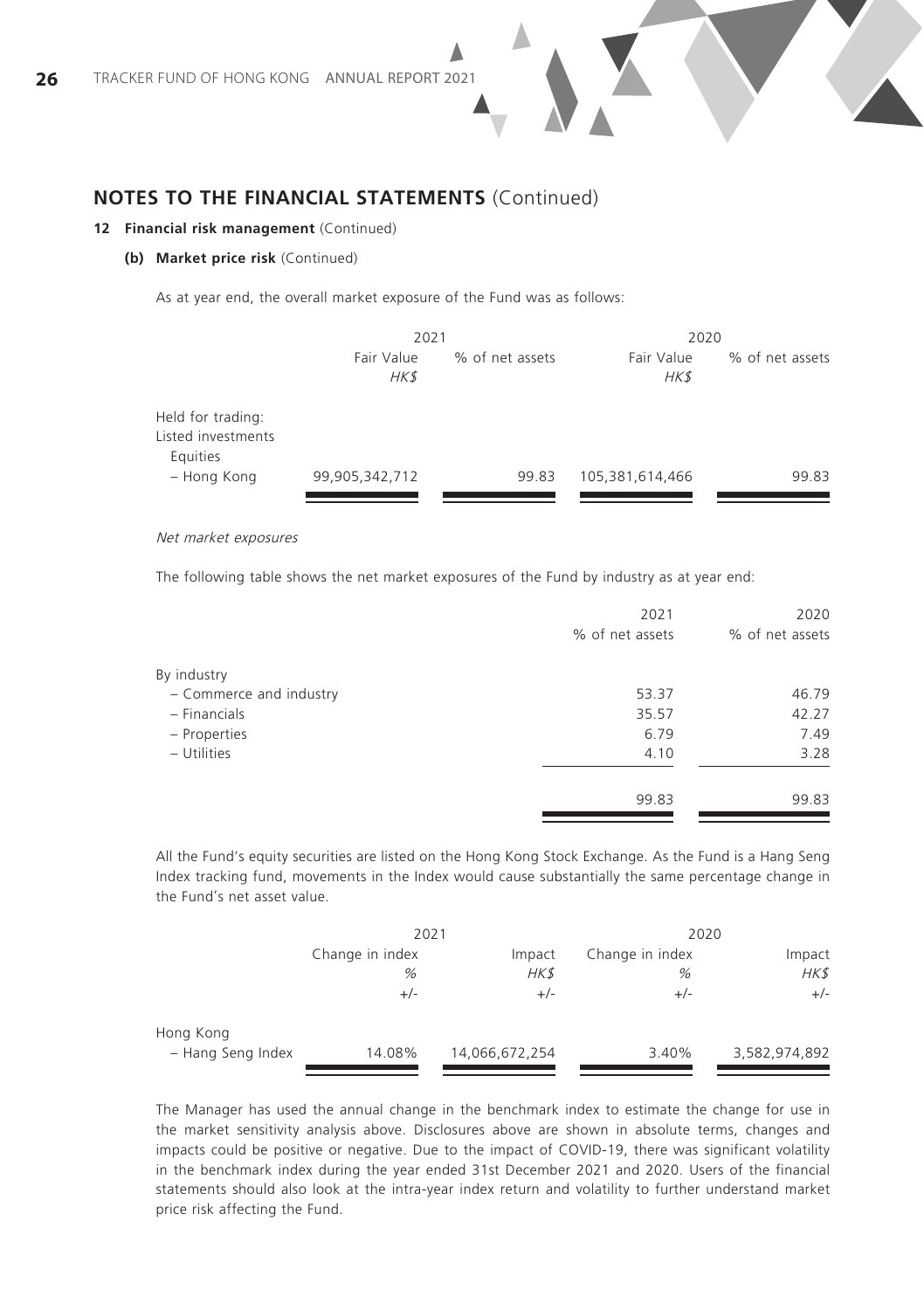## NOTES TO THE FINANCIAL STATEMENTS (Continued)

### 12 Financial risk management (Continued)

#### (b) Market price risk (Continued)

As at year end, the overall market exposure of the Fund was as follows:

| | 2021 | | 2020 | |
|---|---|---|---|---|
| | Fair Value *HK$* | % of net assets | Fair Value *HK$* | % of net assets |
| Held for trading: | | | | |
| Listed investments | | | | |
| Equities | | | | |
| – Hong Kong | 99,905,342,712 | 99.83 | 105,381,614,466 | 99.83 |

*Net market exposures*

The following table shows the net market exposures of the Fund by industry as at year end:

| | 2021 % of net assets | 2020 % of net assets |
|---|---|---|
| By industry | | |
| – Commerce and industry | 53.37 | 46.79 |
| – Financials | 35.57 | 42.27 |
| – Properties | 6.79 | 7.49 |
| – Utilities | 4.10 | 3.28 |
| | 99.83 | 99.83 |

All the Fund's equity securities are listed on the Hong Kong Stock Exchange. As the Fund is a Hang Seng Index tracking fund, movements in the Index would cause substantially the same percentage change in the Fund's net asset value.

| | 2021 | | 2020 | |
|---|---|---|---|---|
| | Change in index *%* +/- | Impact *HK$* +/- | Change in index *%* +/- | Impact *HK$* +/- |
| Hong Kong | | | | |
| – Hang Seng Index | 14.08% | 14,066,672,254 | 3.40% | 3,582,974,892 |

The Manager has used the annual change in the benchmark index to estimate the change for use in the market sensitivity analysis above. Disclosures above are shown in absolute terms, changes and impacts could be positive or negative. Due to the impact of COVID-19, there was significant volatility in the benchmark index during the year ended 31st December 2021 and 2020. Users of the financial statements should also look at the intra-year index return and volatility to further understand market price risk affecting the Fund.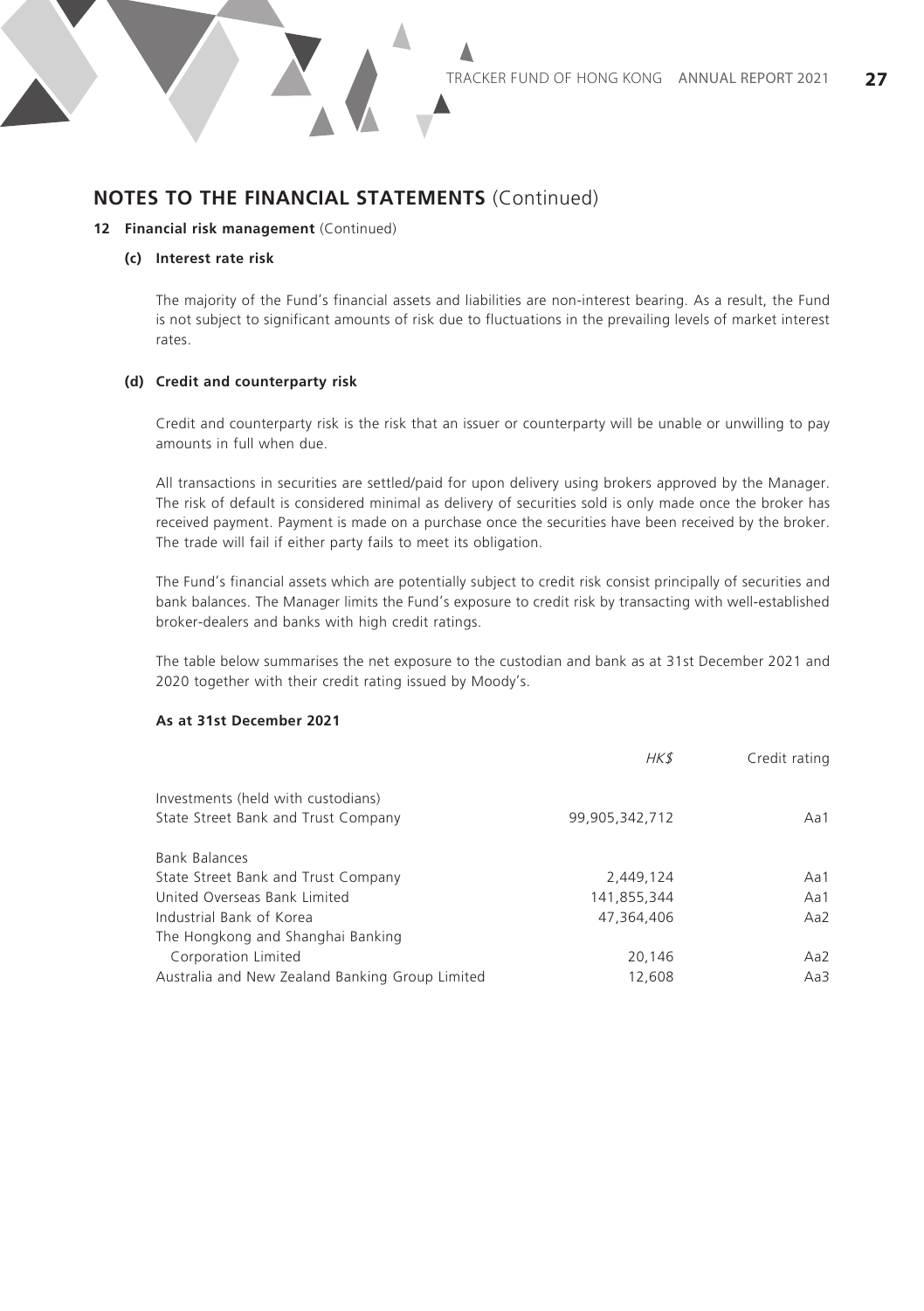## NOTES TO THE FINANCIAL STATEMENTS (Continued)

**12 Financial risk management** (Continued)

**(c) Interest rate risk**

The majority of the Fund's financial assets and liabilities are non-interest bearing. As a result, the Fund is not subject to significant amounts of risk due to fluctuations in the prevailing levels of market interest rates.

**(d) Credit and counterparty risk**

Credit and counterparty risk is the risk that an issuer or counterparty will be unable or unwilling to pay amounts in full when due.

All transactions in securities are settled/paid for upon delivery using brokers approved by the Manager. The risk of default is considered minimal as delivery of securities sold is only made once the broker has received payment. Payment is made on a purchase once the securities have been received by the broker. The trade will fail if either party fails to meet its obligation.

The Fund's financial assets which are potentially subject to credit risk consist principally of securities and bank balances. The Manager limits the Fund's exposure to credit risk by transacting with well-established broker-dealers and banks with high credit ratings.

The table below summarises the net exposure to the custodian and bank as at 31st December 2021 and 2020 together with their credit rating issued by Moody's.

**As at 31st December 2021**

| | *HK$* | Credit rating |
|---|---|---|
| Investments (held with custodians) | | |
| State Street Bank and Trust Company | 99,905,342,712 | Aa1 |
| Bank Balances | | |
| State Street Bank and Trust Company | 2,449,124 | Aa1 |
| United Overseas Bank Limited | 141,855,344 | Aa1 |
| Industrial Bank of Korea | 47,364,406 | Aa2 |
| The Hongkong and Shanghai Banking Corporation Limited | 20,146 | Aa2 |
| Australia and New Zealand Banking Group Limited | 12,608 | Aa3 |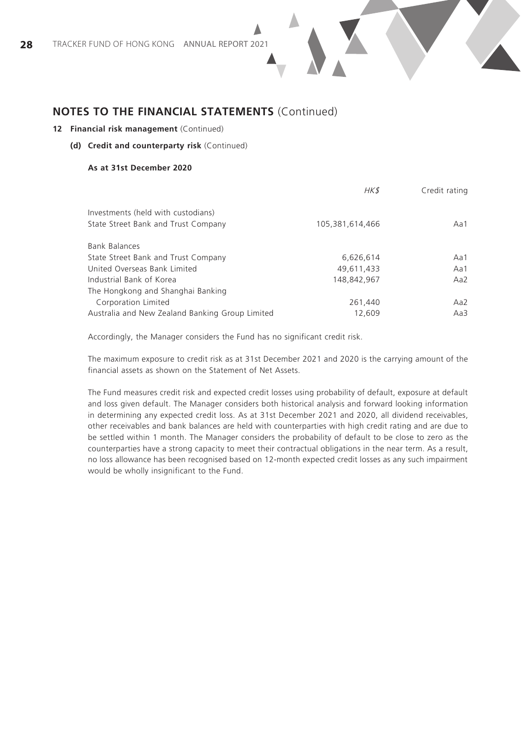## NOTES TO THE FINANCIAL STATEMENTS (Continued)

**12 Financial risk management** (Continued)

**(d) Credit and counterparty risk** (Continued)

**As at 31st December 2020**

| | *HK$* | Credit rating |
|---|---|---|
| Investments (held with custodians) | | |
| State Street Bank and Trust Company | 105,381,614,466 | Aa1 |
| Bank Balances | | |
| State Street Bank and Trust Company | 6,626,614 | Aa1 |
| United Overseas Bank Limited | 49,611,433 | Aa1 |
| Industrial Bank of Korea | 148,842,967 | Aa2 |
| The Hongkong and Shanghai Banking Corporation Limited | 261,440 | Aa2 |
| Australia and New Zealand Banking Group Limited | 12,609 | Aa3 |

Accordingly, the Manager considers the Fund has no significant credit risk.

The maximum exposure to credit risk as at 31st December 2021 and 2020 is the carrying amount of the financial assets as shown on the Statement of Net Assets.

The Fund measures credit risk and expected credit losses using probability of default, exposure at default and loss given default. The Manager considers both historical analysis and forward looking information in determining any expected credit loss. As at 31st December 2021 and 2020, all dividend receivables, other receivables and bank balances are held with counterparties with high credit rating and are due to be settled within 1 month. The Manager considers the probability of default to be close to zero as the counterparties have a strong capacity to meet their contractual obligations in the near term. As a result, no loss allowance has been recognised based on 12-month expected credit losses as any such impairment would be wholly insignificant to the Fund.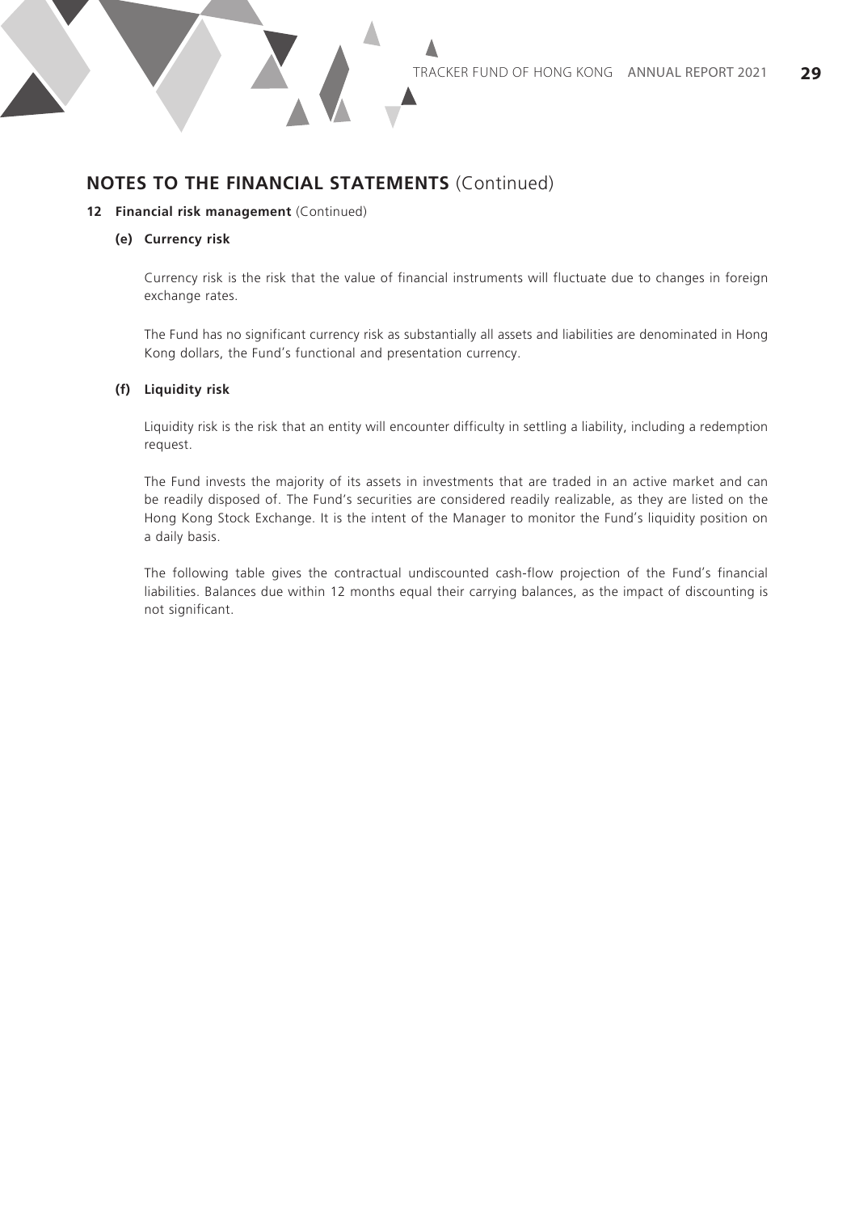## NOTES TO THE FINANCIAL STATEMENTS (Continued)

**12 Financial risk management** (Continued)

**(e) Currency risk**

Currency risk is the risk that the value of financial instruments will fluctuate due to changes in foreign exchange rates.

The Fund has no significant currency risk as substantially all assets and liabilities are denominated in Hong Kong dollars, the Fund's functional and presentation currency.

**(f) Liquidity risk**

Liquidity risk is the risk that an entity will encounter difficulty in settling a liability, including a redemption request.

The Fund invests the majority of its assets in investments that are traded in an active market and can be readily disposed of. The Fund's securities are considered readily realizable, as they are listed on the Hong Kong Stock Exchange. It is the intent of the Manager to monitor the Fund's liquidity position on a daily basis.

The following table gives the contractual undiscounted cash-flow projection of the Fund's financial liabilities. Balances due within 12 months equal their carrying balances, as the impact of discounting is not significant.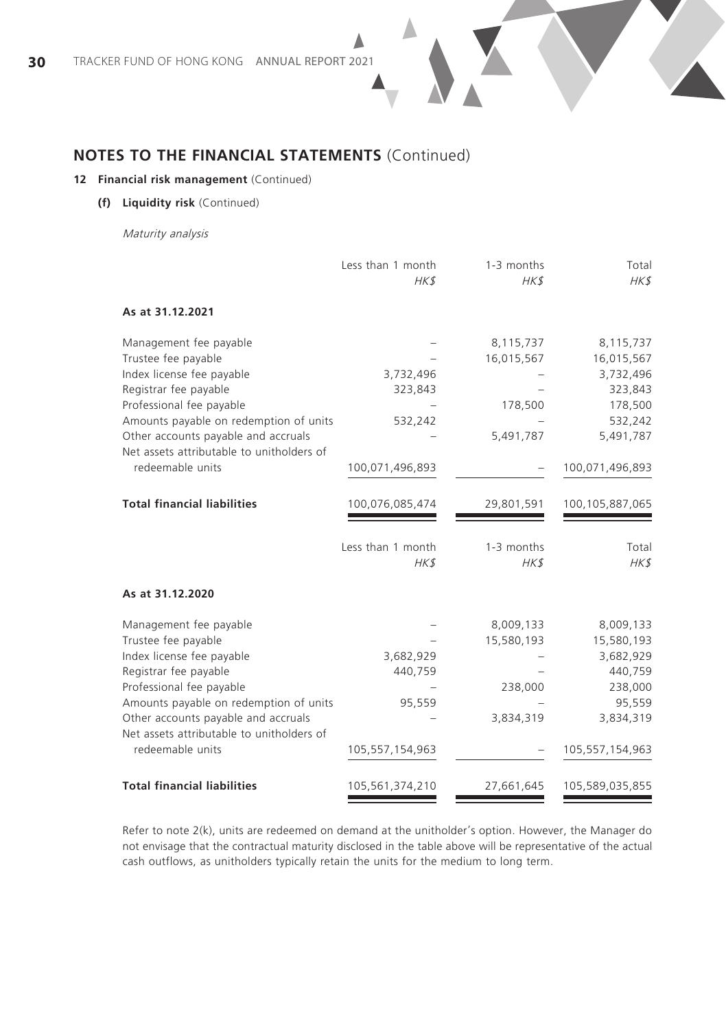## NOTES TO THE FINANCIAL STATEMENTS (Continued)

### 12 Financial risk management (Continued)

#### (f) Liquidity risk (Continued)

*Maturity analysis*

| | Less than 1 month HK$ | 1-3 months HK$ | Total HK$ |
|---|---|---|---|
| **As at 31.12.2021** | | | |
| Management fee payable | – | 8,115,737 | 8,115,737 |
| Trustee fee payable | – | 16,015,567 | 16,015,567 |
| Index license fee payable | 3,732,496 | – | 3,732,496 |
| Registrar fee payable | 323,843 | – | 323,843 |
| Professional fee payable | – | 178,500 | 178,500 |
| Amounts payable on redemption of units | 532,242 | – | 532,242 |
| Other accounts payable and accruals | – | 5,491,787 | 5,491,787 |
| Net assets attributable to unitholders of redeemable units | 100,071,496,893 | – | 100,071,496,893 |
| **Total financial liabilities** | 100,076,085,474 | 29,801,591 | 100,105,887,065 |

| | Less than 1 month HK$ | 1-3 months HK$ | Total HK$ |
|---|---|---|---|
| **As at 31.12.2020** | | | |
| Management fee payable | – | 8,009,133 | 8,009,133 |
| Trustee fee payable | – | 15,580,193 | 15,580,193 |
| Index license fee payable | 3,682,929 | – | 3,682,929 |
| Registrar fee payable | 440,759 | – | 440,759 |
| Professional fee payable | – | 238,000 | 238,000 |
| Amounts payable on redemption of units | 95,559 | – | 95,559 |
| Other accounts payable and accruals | – | 3,834,319 | 3,834,319 |
| Net assets attributable to unitholders of redeemable units | 105,557,154,963 | – | 105,557,154,963 |
| **Total financial liabilities** | 105,561,374,210 | 27,661,645 | 105,589,035,855 |

Refer to note 2(k), units are redeemed on demand at the unitholder's option. However, the Manager do not envisage that the contractual maturity disclosed in the table above will be representative of the actual cash outflows, as unitholders typically retain the units for the medium to long term.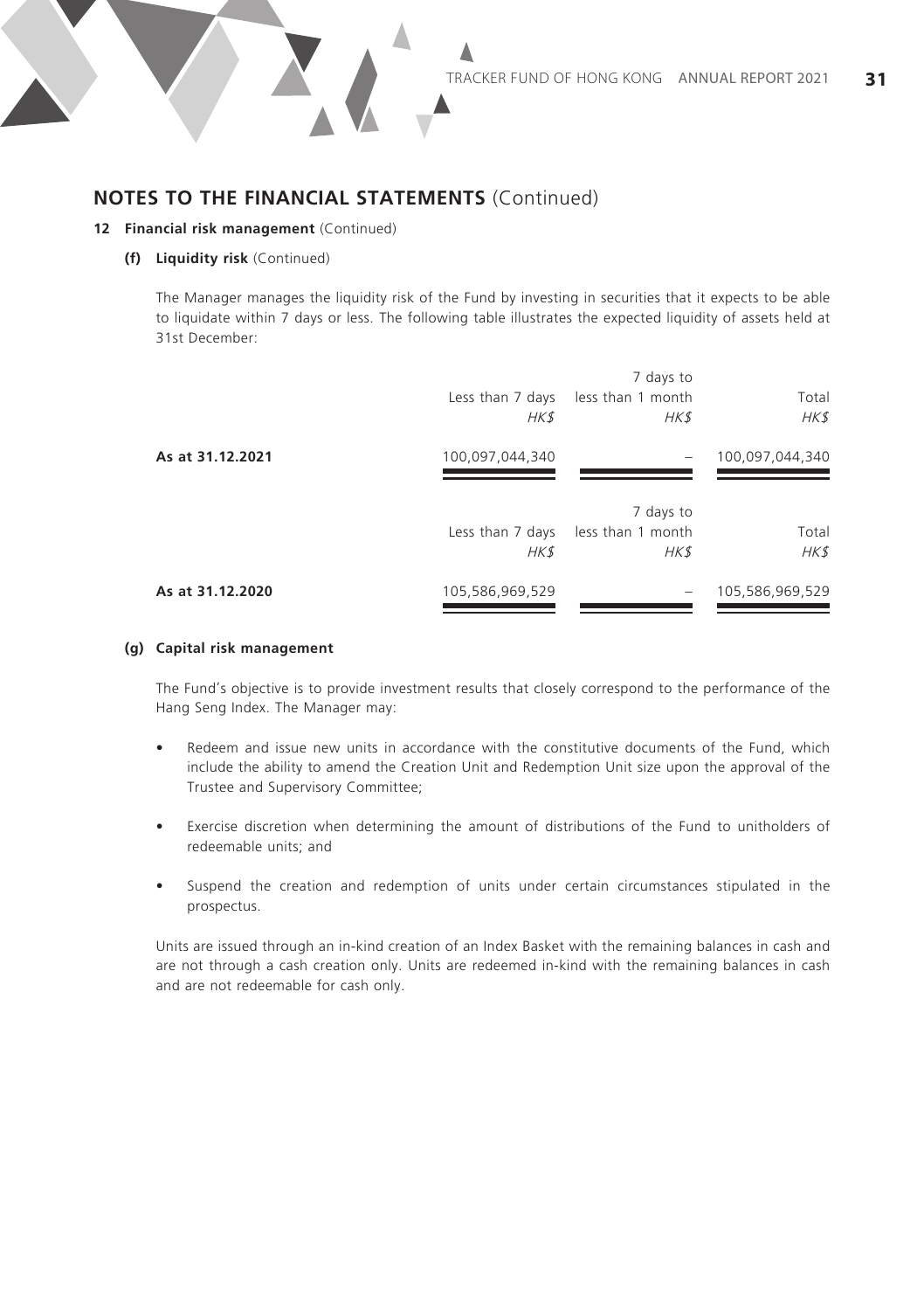## NOTES TO THE FINANCIAL STATEMENTS (Continued)

**12 Financial risk management** (Continued)

**(f) Liquidity risk** (Continued)

The Manager manages the liquidity risk of the Fund by investing in securities that it expects to be able to liquidate within 7 days or less. The following table illustrates the expected liquidity of assets held at 31st December:

| | Less than 7 days<br>*HK$* | 7 days to<br>less than 1 month<br>*HK$* | Total<br>*HK$* |
|---|---|---|---|
| **As at 31.12.2021** | 100,097,044,340 | – | 100,097,044,340 |

| | Less than 7 days<br>*HK$* | 7 days to<br>less than 1 month<br>*HK$* | Total<br>*HK$* |
|---|---|---|---|
| **As at 31.12.2020** | 105,586,969,529 | – | 105,586,969,529 |

**(g) Capital risk management**

The Fund's objective is to provide investment results that closely correspond to the performance of the Hang Seng Index. The Manager may:

- Redeem and issue new units in accordance with the constitutive documents of the Fund, which include the ability to amend the Creation Unit and Redemption Unit size upon the approval of the Trustee and Supervisory Committee;
- Exercise discretion when determining the amount of distributions of the Fund to unitholders of redeemable units; and
- Suspend the creation and redemption of units under certain circumstances stipulated in the prospectus.

Units are issued through an in-kind creation of an Index Basket with the remaining balances in cash and are not through a cash creation only. Units are redeemed in-kind with the remaining balances in cash and are not redeemable for cash only.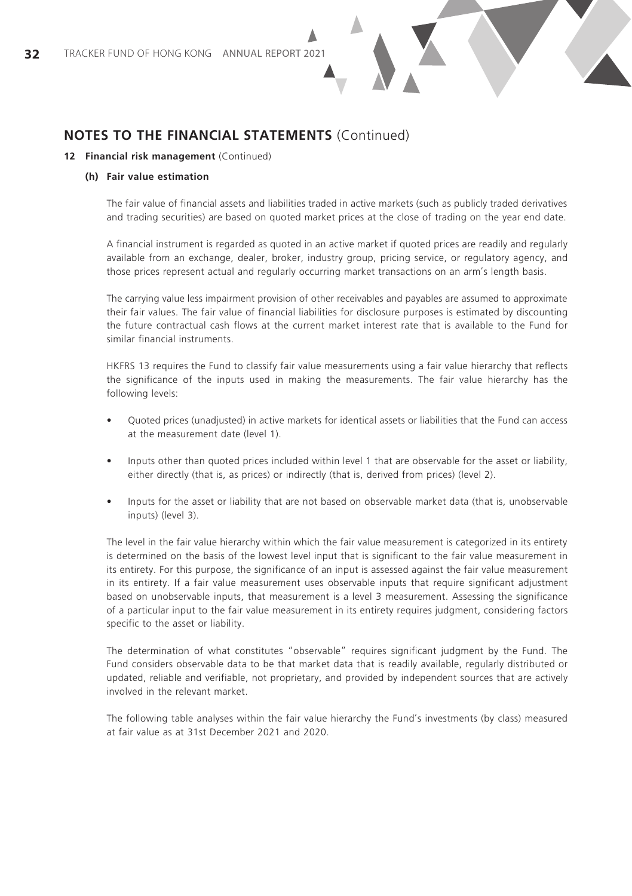## NOTES TO THE FINANCIAL STATEMENTS (Continued)

### 12 Financial risk management (Continued)

#### (h) Fair value estimation

The fair value of financial assets and liabilities traded in active markets (such as publicly traded derivatives and trading securities) are based on quoted market prices at the close of trading on the year end date.

A financial instrument is regarded as quoted in an active market if quoted prices are readily and regularly available from an exchange, dealer, broker, industry group, pricing service, or regulatory agency, and those prices represent actual and regularly occurring market transactions on an arm's length basis.

The carrying value less impairment provision of other receivables and payables are assumed to approximate their fair values. The fair value of financial liabilities for disclosure purposes is estimated by discounting the future contractual cash flows at the current market interest rate that is available to the Fund for similar financial instruments.

HKFRS 13 requires the Fund to classify fair value measurements using a fair value hierarchy that reflects the significance of the inputs used in making the measurements. The fair value hierarchy has the following levels:

- Quoted prices (unadjusted) in active markets for identical assets or liabilities that the Fund can access at the measurement date (level 1).
- Inputs other than quoted prices included within level 1 that are observable for the asset or liability, either directly (that is, as prices) or indirectly (that is, derived from prices) (level 2).
- Inputs for the asset or liability that are not based on observable market data (that is, unobservable inputs) (level 3).

The level in the fair value hierarchy within which the fair value measurement is categorized in its entirety is determined on the basis of the lowest level input that is significant to the fair value measurement in its entirety. For this purpose, the significance of an input is assessed against the fair value measurement in its entirety. If a fair value measurement uses observable inputs that require significant adjustment based on unobservable inputs, that measurement is a level 3 measurement. Assessing the significance of a particular input to the fair value measurement in its entirety requires judgment, considering factors specific to the asset or liability.

The determination of what constitutes "observable" requires significant judgment by the Fund. The Fund considers observable data to be that market data that is readily available, regularly distributed or updated, reliable and verifiable, not proprietary, and provided by independent sources that are actively involved in the relevant market.

The following table analyses within the fair value hierarchy the Fund's investments (by class) measured at fair value as at 31st December 2021 and 2020.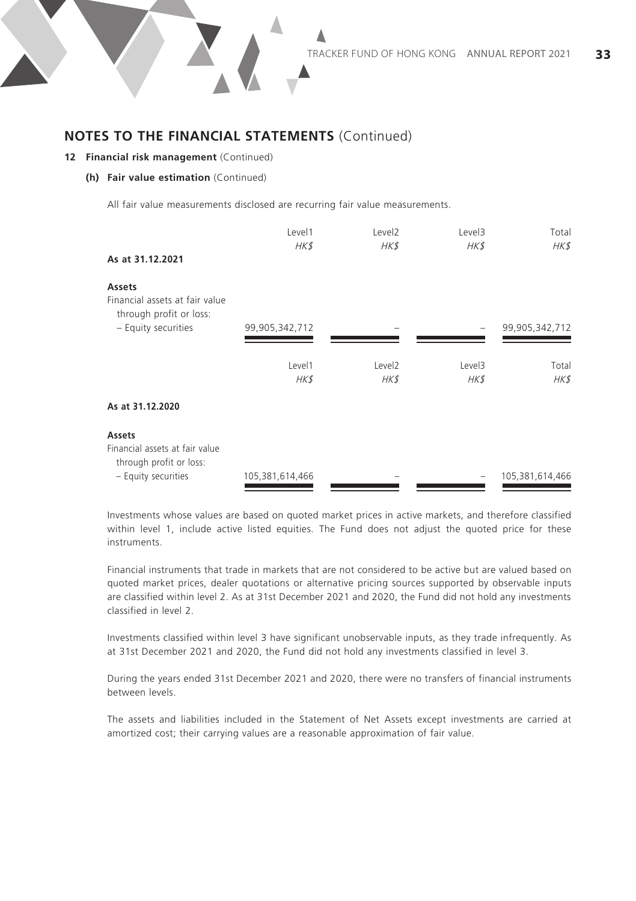## NOTES TO THE FINANCIAL STATEMENTS (Continued)

### 12 Financial risk management (Continued)

#### (h) Fair value estimation (Continued)

All fair value measurements disclosed are recurring fair value measurements.

| As at 31.12.2021 | Level1<br>*HK$* | Level2<br>*HK$* | Level3<br>*HK$* | Total<br>*HK$* |
|---|---|---|---|---|
| **Assets** | | | | |
| Financial assets at fair value through profit or loss: | | | | |
| – Equity securities | 99,905,342,712 | – | – | 99,905,342,712 |

| As at 31.12.2020 | Level1<br>*HK$* | Level2<br>*HK$* | Level3<br>*HK$* | Total<br>*HK$* |
|---|---|---|---|---|
| **Assets** | | | | |
| Financial assets at fair value through profit or loss: | | | | |
| – Equity securities | 105,381,614,466 | – | – | 105,381,614,466 |

Investments whose values are based on quoted market prices in active markets, and therefore classified within level 1, include active listed equities. The Fund does not adjust the quoted price for these instruments.

Financial instruments that trade in markets that are not considered to be active but are valued based on quoted market prices, dealer quotations or alternative pricing sources supported by observable inputs are classified within level 2. As at 31st December 2021 and 2020, the Fund did not hold any investments classified in level 2.

Investments classified within level 3 have significant unobservable inputs, as they trade infrequently. As at 31st December 2021 and 2020, the Fund did not hold any investments classified in level 3.

During the years ended 31st December 2021 and 2020, there were no transfers of financial instruments between levels.

The assets and liabilities included in the Statement of Net Assets except investments are carried at amortized cost; their carrying values are a reasonable approximation of fair value.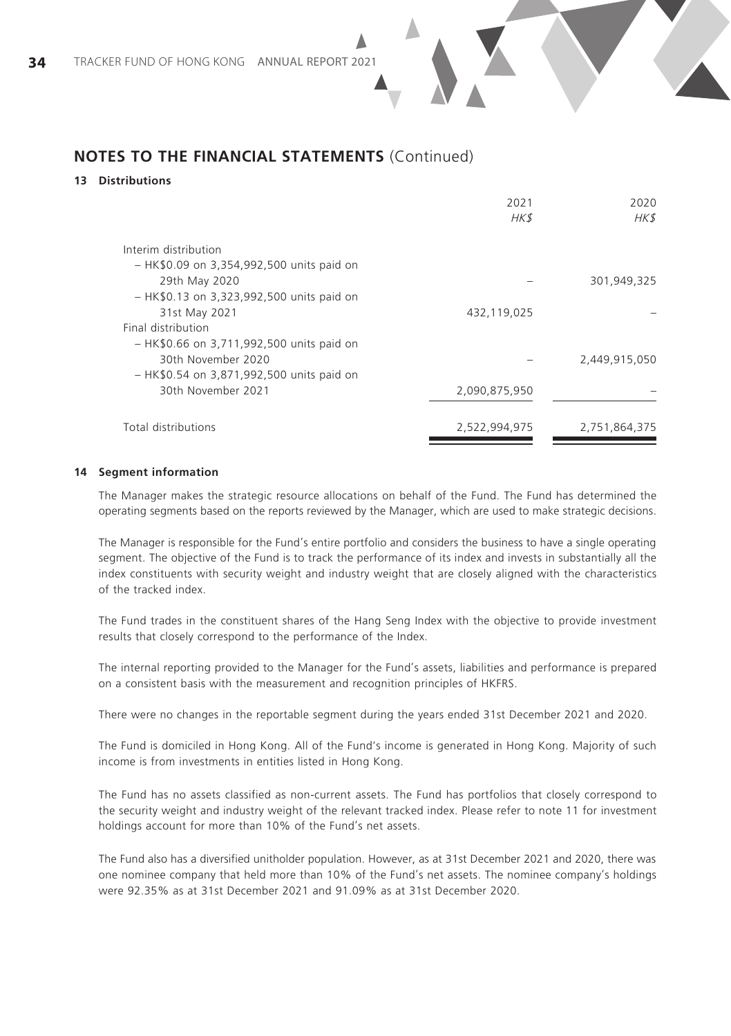## NOTES TO THE FINANCIAL STATEMENTS (Continued)

### 13 Distributions

| | 2021<br>*HK$* | 2020<br>*HK$* |
|---|---|---|
| Interim distribution | | |
| – HK$0.09 on 3,354,992,500 units paid on 29th May 2020 | – | 301,949,325 |
| – HK$0.13 on 3,323,992,500 units paid on 31st May 2021 | 432,119,025 | – |
| Final distribution | | |
| – HK$0.66 on 3,711,992,500 units paid on 30th November 2020 | – | 2,449,915,050 |
| – HK$0.54 on 3,871,992,500 units paid on 30th November 2021 | 2,090,875,950 | – |
| Total distributions | 2,522,994,975 | 2,751,864,375 |

### 14 Segment information

The Manager makes the strategic resource allocations on behalf of the Fund. The Fund has determined the operating segments based on the reports reviewed by the Manager, which are used to make strategic decisions.

The Manager is responsible for the Fund's entire portfolio and considers the business to have a single operating segment. The objective of the Fund is to track the performance of its index and invests in substantially all the index constituents with security weight and industry weight that are closely aligned with the characteristics of the tracked index.

The Fund trades in the constituent shares of the Hang Seng Index with the objective to provide investment results that closely correspond to the performance of the Index.

The internal reporting provided to the Manager for the Fund's assets, liabilities and performance is prepared on a consistent basis with the measurement and recognition principles of HKFRS.

There were no changes in the reportable segment during the years ended 31st December 2021 and 2020.

The Fund is domiciled in Hong Kong. All of the Fund's income is generated in Hong Kong. Majority of such income is from investments in entities listed in Hong Kong.

The Fund has no assets classified as non-current assets. The Fund has portfolios that closely correspond to the security weight and industry weight of the relevant tracked index. Please refer to note 11 for investment holdings account for more than 10% of the Fund's net assets.

The Fund also has a diversified unitholder population. However, as at 31st December 2021 and 2020, there was one nominee company that held more than 10% of the Fund's net assets. The nominee company's holdings were 92.35% as at 31st December 2021 and 91.09% as at 31st December 2020.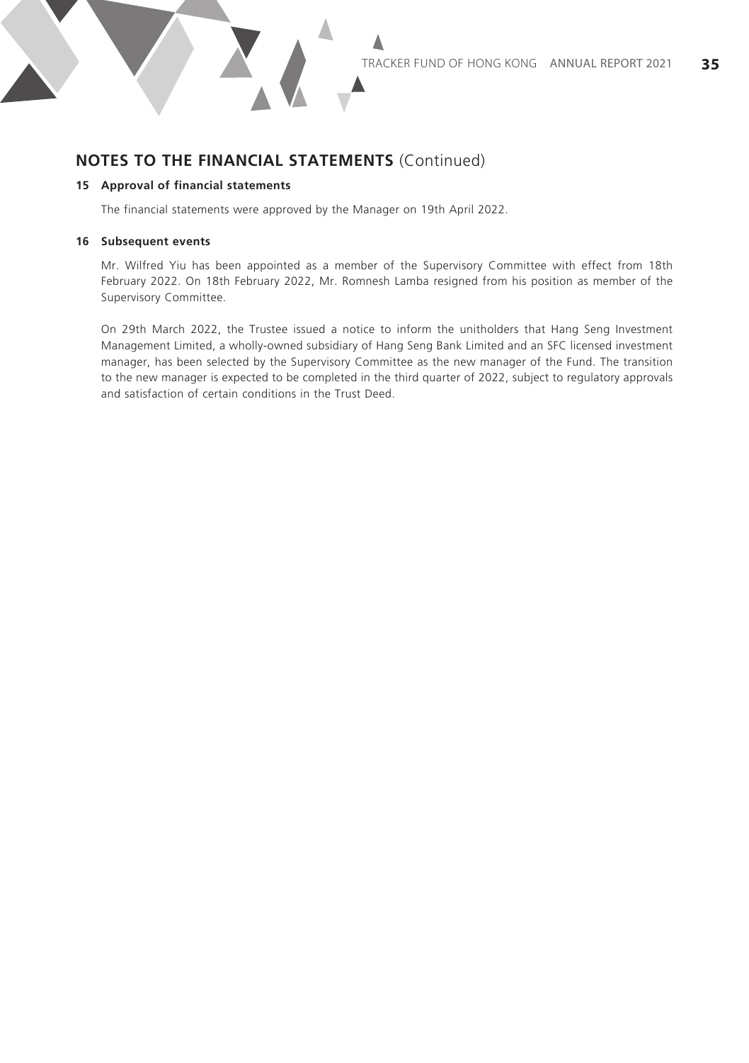## NOTES TO THE FINANCIAL STATEMENTS (Continued)

### 15 Approval of financial statements

The financial statements were approved by the Manager on 19th April 2022.

### 16 Subsequent events

Mr. Wilfred Yiu has been appointed as a member of the Supervisory Committee with effect from 18th February 2022. On 18th February 2022, Mr. Romnesh Lamba resigned from his position as member of the Supervisory Committee.

On 29th March 2022, the Trustee issued a notice to inform the unitholders that Hang Seng Investment Management Limited, a wholly-owned subsidiary of Hang Seng Bank Limited and an SFC licensed investment manager, has been selected by the Supervisory Committee as the new manager of the Fund. The transition to the new manager is expected to be completed in the third quarter of 2022, subject to regulatory approvals and satisfaction of certain conditions in the Trust Deed.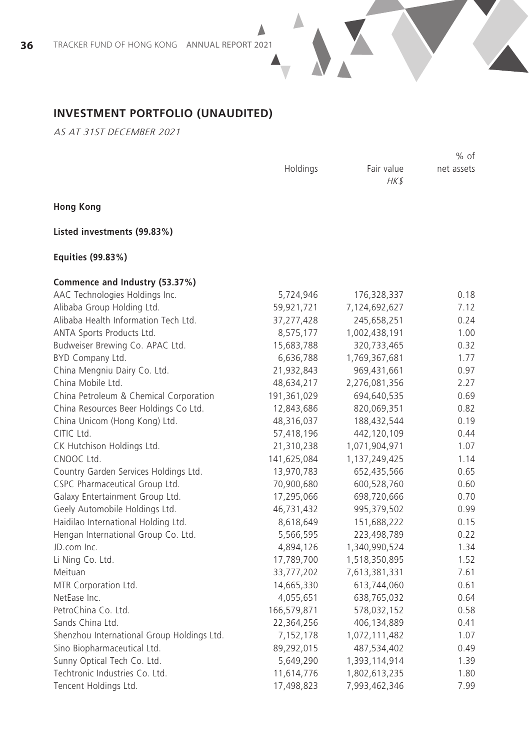## INVESTMENT PORTFOLIO (UNAUDITED)

*AS AT 31ST DECEMBER 2021*

| | Holdings | Fair value *HK$* | % of net assets |
|---|---|---|---|
| **Hong Kong** | | | |
| **Listed investments (99.83%)** | | | |
| **Equities (99.83%)** | | | |
| **Commence and Industry (53.37%)** | | | |
| AAC Technologies Holdings Inc. | 5,724,946 | 176,328,337 | 0.18 |
| Alibaba Group Holding Ltd. | 59,921,721 | 7,124,692,627 | 7.12 |
| Alibaba Health Information Tech Ltd. | 37,277,428 | 245,658,251 | 0.24 |
| ANTA Sports Products Ltd. | 8,575,177 | 1,002,438,191 | 1.00 |
| Budweiser Brewing Co. APAC Ltd. | 15,683,788 | 320,733,465 | 0.32 |
| BYD Company Ltd. | 6,636,788 | 1,769,367,681 | 1.77 |
| China Mengniu Dairy Co. Ltd. | 21,932,843 | 969,431,661 | 0.97 |
| China Mobile Ltd. | 48,634,217 | 2,276,081,356 | 2.27 |
| China Petroleum & Chemical Corporation | 191,361,029 | 694,640,535 | 0.69 |
| China Resources Beer Holdings Co Ltd. | 12,843,686 | 820,069,351 | 0.82 |
| China Unicom (Hong Kong) Ltd. | 48,316,037 | 188,432,544 | 0.19 |
| CITIC Ltd. | 57,418,196 | 442,120,109 | 0.44 |
| CK Hutchison Holdings Ltd. | 21,310,238 | 1,071,904,971 | 1.07 |
| CNOOC Ltd. | 141,625,084 | 1,137,249,425 | 1.14 |
| Country Garden Services Holdings Ltd. | 13,970,783 | 652,435,566 | 0.65 |
| CSPC Pharmaceutical Group Ltd. | 70,900,680 | 600,528,760 | 0.60 |
| Galaxy Entertainment Group Ltd. | 17,295,066 | 698,720,666 | 0.70 |
| Geely Automobile Holdings Ltd. | 46,731,432 | 995,379,502 | 0.99 |
| Haidilao International Holding Ltd. | 8,618,649 | 151,688,222 | 0.15 |
| Hengan International Group Co. Ltd. | 5,566,595 | 223,498,789 | 0.22 |
| JD.com Inc. | 4,894,126 | 1,340,990,524 | 1.34 |
| Li Ning Co. Ltd. | 17,789,700 | 1,518,350,895 | 1.52 |
| Meituan | 33,777,202 | 7,613,381,331 | 7.61 |
| MTR Corporation Ltd. | 14,665,330 | 613,744,060 | 0.61 |
| NetEase Inc. | 4,055,651 | 638,765,032 | 0.64 |
| PetroChina Co. Ltd. | 166,579,871 | 578,032,152 | 0.58 |
| Sands China Ltd. | 22,364,256 | 406,134,889 | 0.41 |
| Shenzhou International Group Holdings Ltd. | 7,152,178 | 1,072,111,482 | 1.07 |
| Sino Biopharmaceutical Ltd. | 89,292,015 | 487,534,402 | 0.49 |
| Sunny Optical Tech Co. Ltd. | 5,649,290 | 1,393,114,914 | 1.39 |
| Techtronic Industries Co. Ltd. | 11,614,776 | 1,802,613,235 | 1.80 |
| Tencent Holdings Ltd. | 17,498,823 | 7,993,462,346 | 7.99 |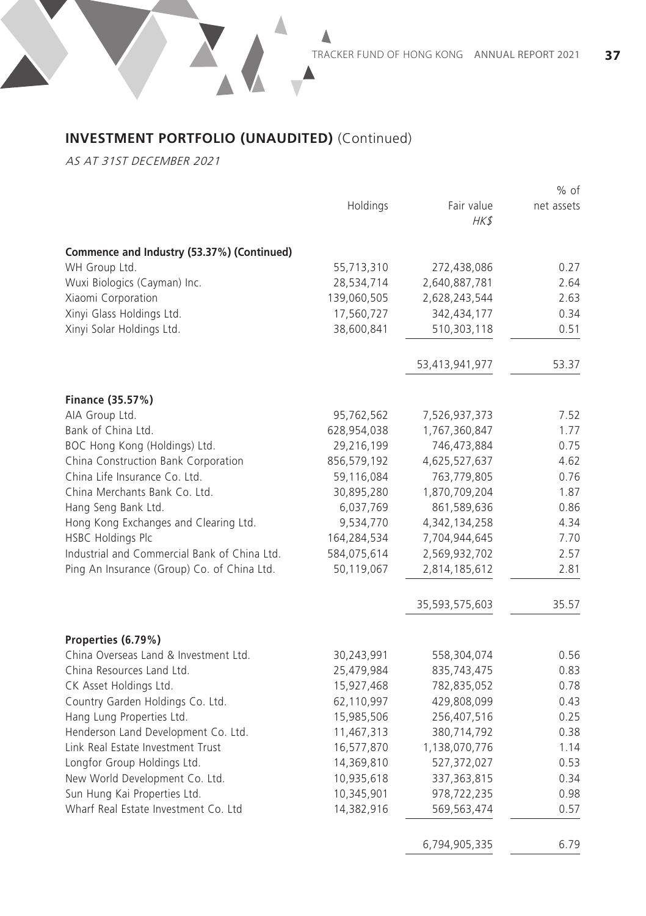## INVESTMENT PORTFOLIO (UNAUDITED) (Continued)

*AS AT 31ST DECEMBER 2021*

| | Holdings | Fair value *HK$* | % of net assets |
|---|---|---|---|
| **Commence and Industry (53.37%) (Continued)** | | | |
| WH Group Ltd. | 55,713,310 | 272,438,086 | 0.27 |
| Wuxi Biologics (Cayman) Inc. | 28,534,714 | 2,640,887,781 | 2.64 |
| Xiaomi Corporation | 139,060,505 | 2,628,243,544 | 2.63 |
| Xinyi Glass Holdings Ltd. | 17,560,727 | 342,434,177 | 0.34 |
| Xinyi Solar Holdings Ltd. | 38,600,841 | 510,303,118 | 0.51 |
| | | 53,413,941,977 | 53.37 |
| **Finance (35.57%)** | | | |
| AIA Group Ltd. | 95,762,562 | 7,526,937,373 | 7.52 |
| Bank of China Ltd. | 628,954,038 | 1,767,360,847 | 1.77 |
| BOC Hong Kong (Holdings) Ltd. | 29,216,199 | 746,473,884 | 0.75 |
| China Construction Bank Corporation | 856,579,192 | 4,625,527,637 | 4.62 |
| China Life Insurance Co. Ltd. | 59,116,084 | 763,779,805 | 0.76 |
| China Merchants Bank Co. Ltd. | 30,895,280 | 1,870,709,204 | 1.87 |
| Hang Seng Bank Ltd. | 6,037,769 | 861,589,636 | 0.86 |
| Hong Kong Exchanges and Clearing Ltd. | 9,534,770 | 4,342,134,258 | 4.34 |
| HSBC Holdings Plc | 164,284,534 | 7,704,944,645 | 7.70 |
| Industrial and Commercial Bank of China Ltd. | 584,075,614 | 2,569,932,702 | 2.57 |
| Ping An Insurance (Group) Co. of China Ltd. | 50,119,067 | 2,814,185,612 | 2.81 |
| | | 35,593,575,603 | 35.57 |
| **Properties (6.79%)** | | | |
| China Overseas Land & Investment Ltd. | 30,243,991 | 558,304,074 | 0.56 |
| China Resources Land Ltd. | 25,479,984 | 835,743,475 | 0.83 |
| CK Asset Holdings Ltd. | 15,927,468 | 782,835,052 | 0.78 |
| Country Garden Holdings Co. Ltd. | 62,110,997 | 429,808,099 | 0.43 |
| Hang Lung Properties Ltd. | 15,985,506 | 256,407,516 | 0.25 |
| Henderson Land Development Co. Ltd. | 11,467,313 | 380,714,792 | 0.38 |
| Link Real Estate Investment Trust | 16,577,870 | 1,138,070,776 | 1.14 |
| Longfor Group Holdings Ltd. | 14,369,810 | 527,372,027 | 0.53 |
| New World Development Co. Ltd. | 10,935,618 | 337,363,815 | 0.34 |
| Sun Hung Kai Properties Ltd. | 10,345,901 | 978,722,235 | 0.98 |
| Wharf Real Estate Investment Co. Ltd | 14,382,916 | 569,563,474 | 0.57 |
| | | 6,794,905,335 | 6.79 |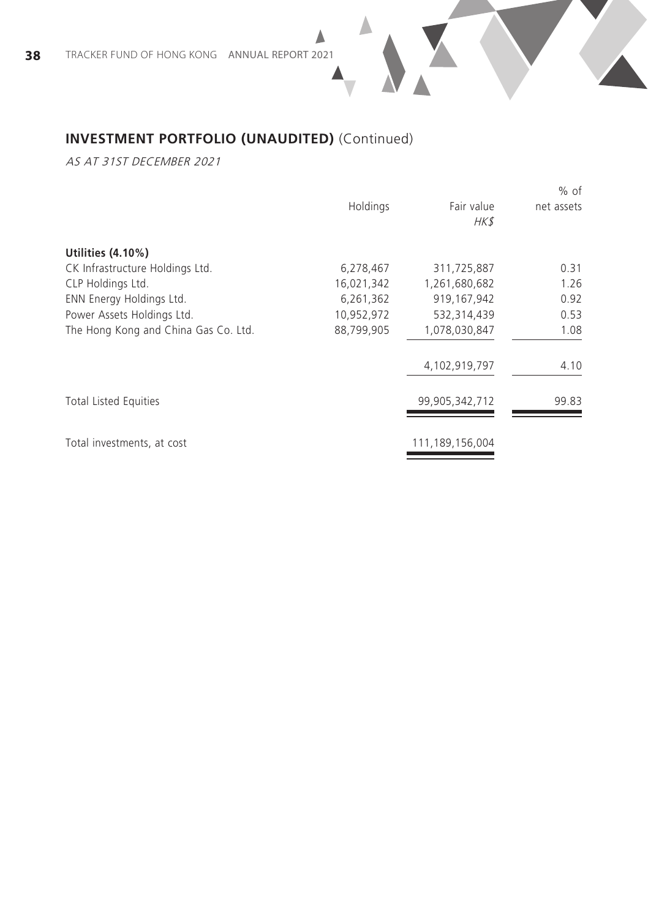## INVESTMENT PORTFOLIO (UNAUDITED) (Continued)

*AS AT 31ST DECEMBER 2021*

| | Holdings | Fair value HK$ | % of net assets |
|---|---|---|---|
| **Utilities (4.10%)** | | | |
| CK Infrastructure Holdings Ltd. | 6,278,467 | 311,725,887 | 0.31 |
| CLP Holdings Ltd. | 16,021,342 | 1,261,680,682 | 1.26 |
| ENN Energy Holdings Ltd. | 6,261,362 | 919,167,942 | 0.92 |
| Power Assets Holdings Ltd. | 10,952,972 | 532,314,439 | 0.53 |
| The Hong Kong and China Gas Co. Ltd. | 88,799,905 | 1,078,030,847 | 1.08 |
| | | 4,102,919,797 | 4.10 |
| Total Listed Equities | | 99,905,342,712 | 99.83 |
| Total investments, at cost | | 111,189,156,004 | |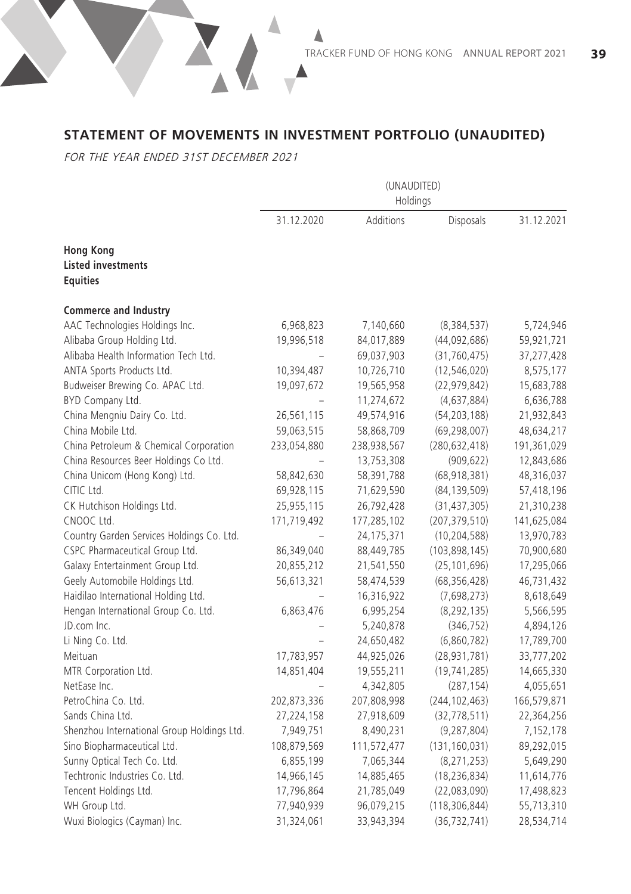## STATEMENT OF MOVEMENTS IN INVESTMENT PORTFOLIO (UNAUDITED)

*FOR THE YEAR ENDED 31ST DECEMBER 2021*

| | (UNAUDITED) Holdings | | | |
|---|---|---|---|---|
| | 31.12.2020 | Additions | Disposals | 31.12.2021 |
| **Hong Kong** | | | | |
| **Listed investments** | | | | |
| **Equities** | | | | |
| **Commerce and Industry** | | | | |
| AAC Technologies Holdings Inc. | 6,968,823 | 7,140,660 | (8,384,537) | 5,724,946 |
| Alibaba Group Holding Ltd. | 19,996,518 | 84,017,889 | (44,092,686) | 59,921,721 |
| Alibaba Health Information Tech Ltd. | – | 69,037,903 | (31,760,475) | 37,277,428 |
| ANTA Sports Products Ltd. | 10,394,487 | 10,726,710 | (12,546,020) | 8,575,177 |
| Budweiser Brewing Co. APAC Ltd. | 19,097,672 | 19,565,958 | (22,979,842) | 15,683,788 |
| BYD Company Ltd. | – | 11,274,672 | (4,637,884) | 6,636,788 |
| China Mengniu Dairy Co. Ltd. | 26,561,115 | 49,574,916 | (54,203,188) | 21,932,843 |
| China Mobile Ltd. | 59,063,515 | 58,868,709 | (69,298,007) | 48,634,217 |
| China Petroleum & Chemical Corporation | 233,054,880 | 238,938,567 | (280,632,418) | 191,361,029 |
| China Resources Beer Holdings Co Ltd. | – | 13,753,308 | (909,622) | 12,843,686 |
| China Unicom (Hong Kong) Ltd. | 58,842,630 | 58,391,788 | (68,918,381) | 48,316,037 |
| CITIC Ltd. | 69,928,115 | 71,629,590 | (84,139,509) | 57,418,196 |
| CK Hutchison Holdings Ltd. | 25,955,115 | 26,792,428 | (31,437,305) | 21,310,238 |
| CNOOC Ltd. | 171,719,492 | 177,285,102 | (207,379,510) | 141,625,084 |
| Country Garden Services Holdings Co. Ltd. | – | 24,175,371 | (10,204,588) | 13,970,783 |
| CSPC Pharmaceutical Group Ltd. | 86,349,040 | 88,449,785 | (103,898,145) | 70,900,680 |
| Galaxy Entertainment Group Ltd. | 20,855,212 | 21,541,550 | (25,101,696) | 17,295,066 |
| Geely Automobile Holdings Ltd. | 56,613,321 | 58,474,539 | (68,356,428) | 46,731,432 |
| Haidilao International Holding Ltd. | – | 16,316,922 | (7,698,273) | 8,618,649 |
| Hengan International Group Co. Ltd. | 6,863,476 | 6,995,254 | (8,292,135) | 5,566,595 |
| JD.com Inc. | – | 5,240,878 | (346,752) | 4,894,126 |
| Li Ning Co. Ltd. | – | 24,650,482 | (6,860,782) | 17,789,700 |
| Meituan | 17,783,957 | 44,925,026 | (28,931,781) | 33,777,202 |
| MTR Corporation Ltd. | 14,851,404 | 19,555,211 | (19,741,285) | 14,665,330 |
| NetEase Inc. | – | 4,342,805 | (287,154) | 4,055,651 |
| PetroChina Co. Ltd. | 202,873,336 | 207,808,998 | (244,102,463) | 166,579,871 |
| Sands China Ltd. | 27,224,158 | 27,918,609 | (32,778,511) | 22,364,256 |
| Shenzhou International Group Holdings Ltd. | 7,949,751 | 8,490,231 | (9,287,804) | 7,152,178 |
| Sino Biopharmaceutical Ltd. | 108,879,569 | 111,572,477 | (131,160,031) | 89,292,015 |
| Sunny Optical Tech Co. Ltd. | 6,855,199 | 7,065,344 | (8,271,253) | 5,649,290 |
| Techtronic Industries Co. Ltd. | 14,966,145 | 14,885,465 | (18,236,834) | 11,614,776 |
| Tencent Holdings Ltd. | 17,796,864 | 21,785,049 | (22,083,090) | 17,498,823 |
| WH Group Ltd. | 77,940,939 | 96,079,215 | (118,306,844) | 55,713,310 |
| Wuxi Biologics (Cayman) Inc. | 31,324,061 | 33,943,394 | (36,732,741) | 28,534,714 |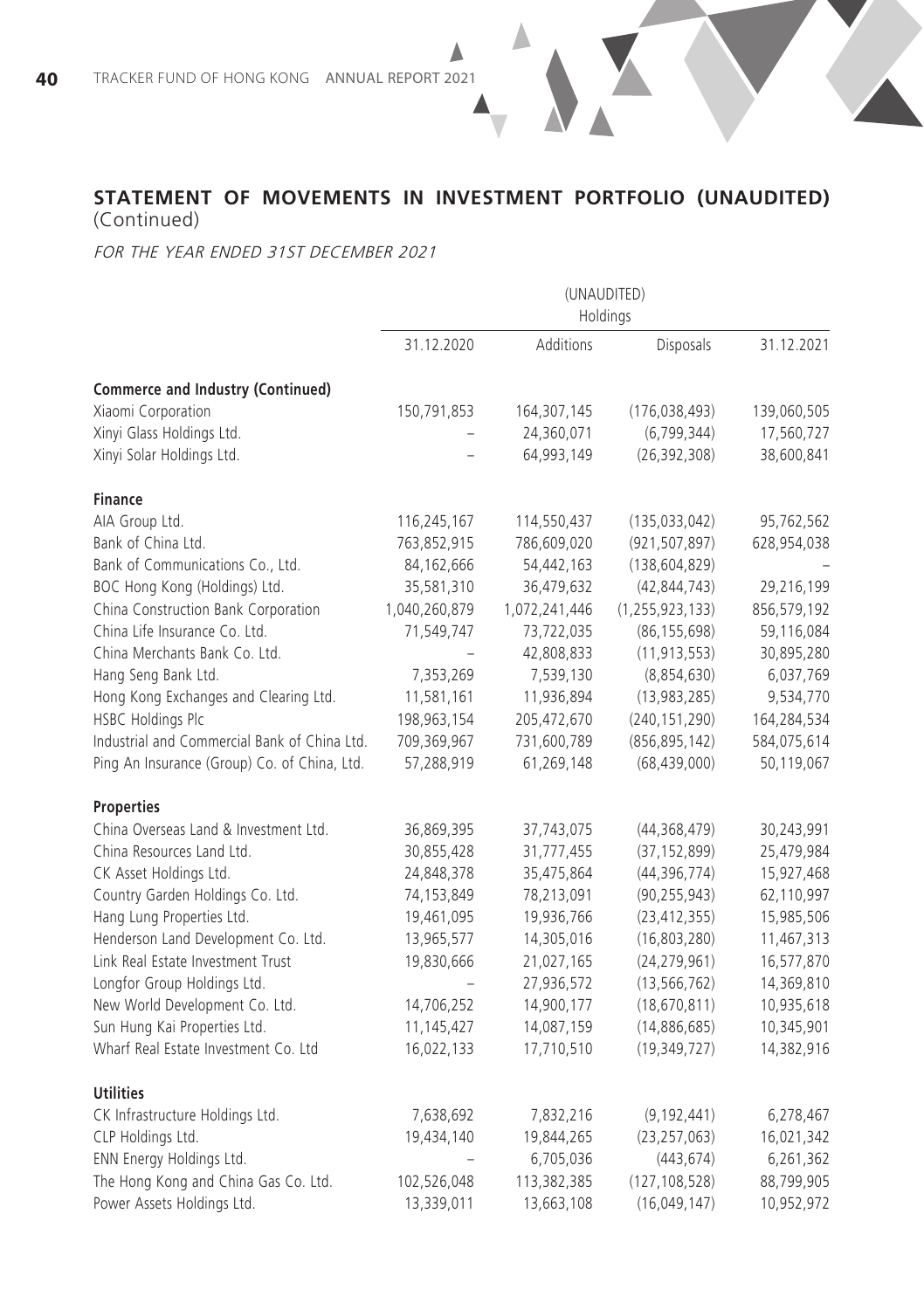## STATEMENT OF MOVEMENTS IN INVESTMENT PORTFOLIO (UNAUDITED) (Continued)

*FOR THE YEAR ENDED 31ST DECEMBER 2021*

| | (UNAUDITED) Holdings | | | |
|---|---|---|---|---|
| | 31.12.2020 | Additions | Disposals | 31.12.2021 |
| **Commerce and Industry (Continued)** | | | | |
| Xiaomi Corporation | 150,791,853 | 164,307,145 | (176,038,493) | 139,060,505 |
| Xinyi Glass Holdings Ltd. | – | 24,360,071 | (6,799,344) | 17,560,727 |
| Xinyi Solar Holdings Ltd. | – | 64,993,149 | (26,392,308) | 38,600,841 |
| **Finance** | | | | |
| AIA Group Ltd. | 116,245,167 | 114,550,437 | (135,033,042) | 95,762,562 |
| Bank of China Ltd. | 763,852,915 | 786,609,020 | (921,507,897) | 628,954,038 |
| Bank of Communications Co., Ltd. | 84,162,666 | 54,442,163 | (138,604,829) | – |
| BOC Hong Kong (Holdings) Ltd. | 35,581,310 | 36,479,632 | (42,844,743) | 29,216,199 |
| China Construction Bank Corporation | 1,040,260,879 | 1,072,241,446 | (1,255,923,133) | 856,579,192 |
| China Life Insurance Co. Ltd. | 71,549,747 | 73,722,035 | (86,155,698) | 59,116,084 |
| China Merchants Bank Co. Ltd. | – | 42,808,833 | (11,913,553) | 30,895,280 |
| Hang Seng Bank Ltd. | 7,353,269 | 7,539,130 | (8,854,630) | 6,037,769 |
| Hong Kong Exchanges and Clearing Ltd. | 11,581,161 | 11,936,894 | (13,983,285) | 9,534,770 |
| HSBC Holdings Plc | 198,963,154 | 205,472,670 | (240,151,290) | 164,284,534 |
| Industrial and Commercial Bank of China Ltd. | 709,369,967 | 731,600,789 | (856,895,142) | 584,075,614 |
| Ping An Insurance (Group) Co. of China, Ltd. | 57,288,919 | 61,269,148 | (68,439,000) | 50,119,067 |
| **Properties** | | | | |
| China Overseas Land & Investment Ltd. | 36,869,395 | 37,743,075 | (44,368,479) | 30,243,991 |
| China Resources Land Ltd. | 30,855,428 | 31,777,455 | (37,152,899) | 25,479,984 |
| CK Asset Holdings Ltd. | 24,848,378 | 35,475,864 | (44,396,774) | 15,927,468 |
| Country Garden Holdings Co. Ltd. | 74,153,849 | 78,213,091 | (90,255,943) | 62,110,997 |
| Hang Lung Properties Ltd. | 19,461,095 | 19,936,766 | (23,412,355) | 15,985,506 |
| Henderson Land Development Co. Ltd. | 13,965,577 | 14,305,016 | (16,803,280) | 11,467,313 |
| Link Real Estate Investment Trust | 19,830,666 | 21,027,165 | (24,279,961) | 16,577,870 |
| Longfor Group Holdings Ltd. | – | 27,936,572 | (13,566,762) | 14,369,810 |
| New World Development Co. Ltd. | 14,706,252 | 14,900,177 | (18,670,811) | 10,935,618 |
| Sun Hung Kai Properties Ltd. | 11,145,427 | 14,087,159 | (14,886,685) | 10,345,901 |
| Wharf Real Estate Investment Co. Ltd | 16,022,133 | 17,710,510 | (19,349,727) | 14,382,916 |
| **Utilities** | | | | |
| CK Infrastructure Holdings Ltd. | 7,638,692 | 7,832,216 | (9,192,441) | 6,278,467 |
| CLP Holdings Ltd. | 19,434,140 | 19,844,265 | (23,257,063) | 16,021,342 |
| ENN Energy Holdings Ltd. | – | 6,705,036 | (443,674) | 6,261,362 |
| The Hong Kong and China Gas Co. Ltd. | 102,526,048 | 113,382,385 | (127,108,528) | 88,799,905 |
| Power Assets Holdings Ltd. | 13,339,011 | 13,663,108 | (16,049,147) | 10,952,972 |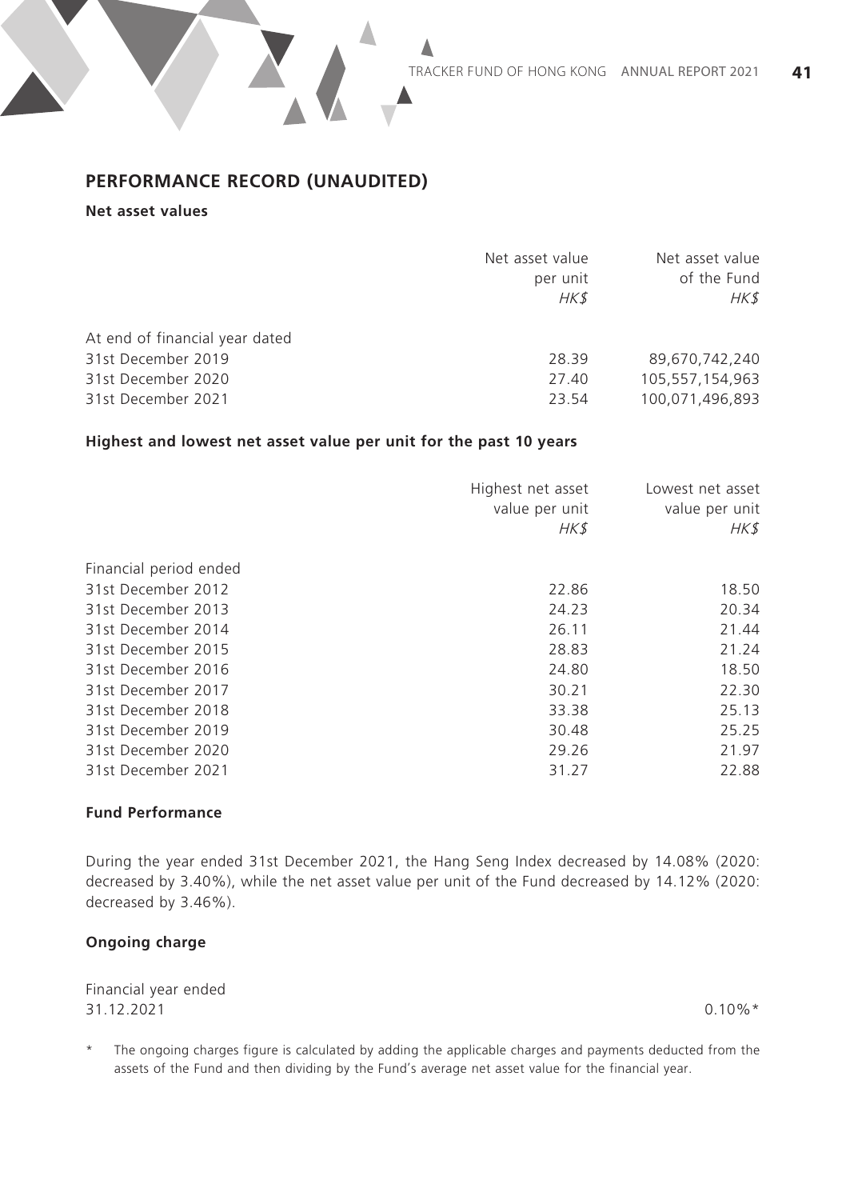## PERFORMANCE RECORD (UNAUDITED)

### Net asset values

| | Net asset value per unit *HK$* | Net asset value of the Fund *HK$* |
|---|---|---|
| At end of financial year dated | | |
| 31st December 2019 | 28.39 | 89,670,742,240 |
| 31st December 2020 | 27.40 | 105,557,154,963 |
| 31st December 2021 | 23.54 | 100,071,496,893 |

### Highest and lowest net asset value per unit for the past 10 years

| | Highest net asset value per unit *HK$* | Lowest net asset value per unit *HK$* |
|---|---|---|
| Financial period ended | | |
| 31st December 2012 | 22.86 | 18.50 |
| 31st December 2013 | 24.23 | 20.34 |
| 31st December 2014 | 26.11 | 21.44 |
| 31st December 2015 | 28.83 | 21.24 |
| 31st December 2016 | 24.80 | 18.50 |
| 31st December 2017 | 30.21 | 22.30 |
| 31st December 2018 | 33.38 | 25.13 |
| 31st December 2019 | 30.48 | 25.25 |
| 31st December 2020 | 29.26 | 21.97 |
| 31st December 2021 | 31.27 | 22.88 |

### Fund Performance

During the year ended 31st December 2021, the Hang Seng Index decreased by 14.08% (2020: decreased by 3.40%), while the net asset value per unit of the Fund decreased by 14.12% (2020: decreased by 3.46%).

### Ongoing charge

| Financial year ended | |
|---|---|
| 31.12.2021 | 0.10%* |

\* The ongoing charges figure is calculated by adding the applicable charges and payments deducted from the assets of the Fund and then dividing by the Fund's average net asset value for the financial year.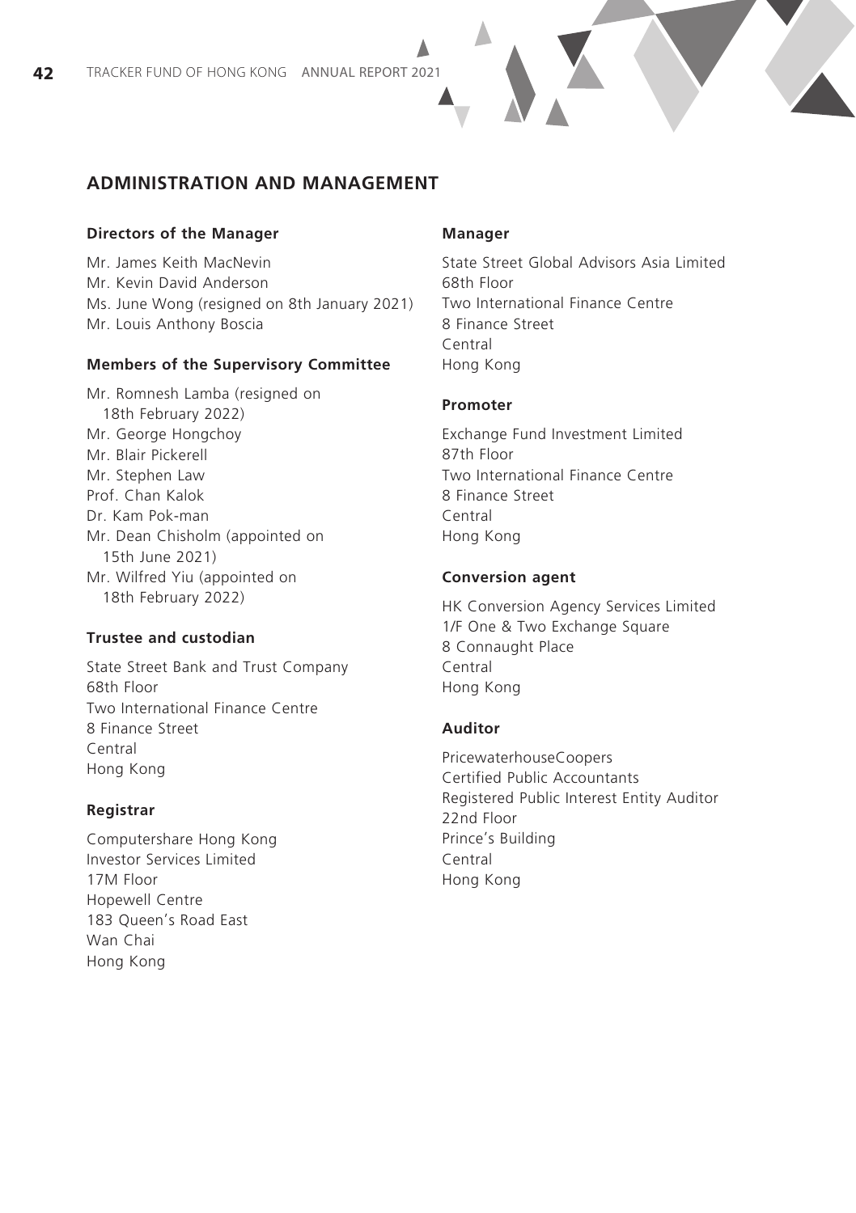## ADMINISTRATION AND MANAGEMENT

**Directors of the Manager**

Mr. James Keith MacNevin
Mr. Kevin David Anderson
Ms. June Wong (resigned on 8th January 2021)
Mr. Louis Anthony Boscia

**Members of the Supervisory Committee**

Mr. Romnesh Lamba (resigned on 18th February 2022)
Mr. George Hongchoy
Mr. Blair Pickerell
Mr. Stephen Law
Prof. Chan Kalok
Dr. Kam Pok-man
Mr. Dean Chisholm (appointed on 15th June 2021)
Mr. Wilfred Yiu (appointed on 18th February 2022)

**Trustee and custodian**

State Street Bank and Trust Company
68th Floor
Two International Finance Centre
8 Finance Street
Central
Hong Kong

**Registrar**

Computershare Hong Kong
Investor Services Limited
17M Floor
Hopewell Centre
183 Queen's Road East
Wan Chai
Hong Kong

**Manager**

State Street Global Advisors Asia Limited
68th Floor
Two International Finance Centre
8 Finance Street
Central
Hong Kong

**Promoter**

Exchange Fund Investment Limited
87th Floor
Two International Finance Centre
8 Finance Street
Central
Hong Kong

**Conversion agent**

HK Conversion Agency Services Limited
1/F One & Two Exchange Square
8 Connaught Place
Central
Hong Kong

**Auditor**

PricewaterhouseCoopers
Certified Public Accountants
Registered Public Interest Entity Auditor
22nd Floor
Prince's Building
Central
Hong Kong